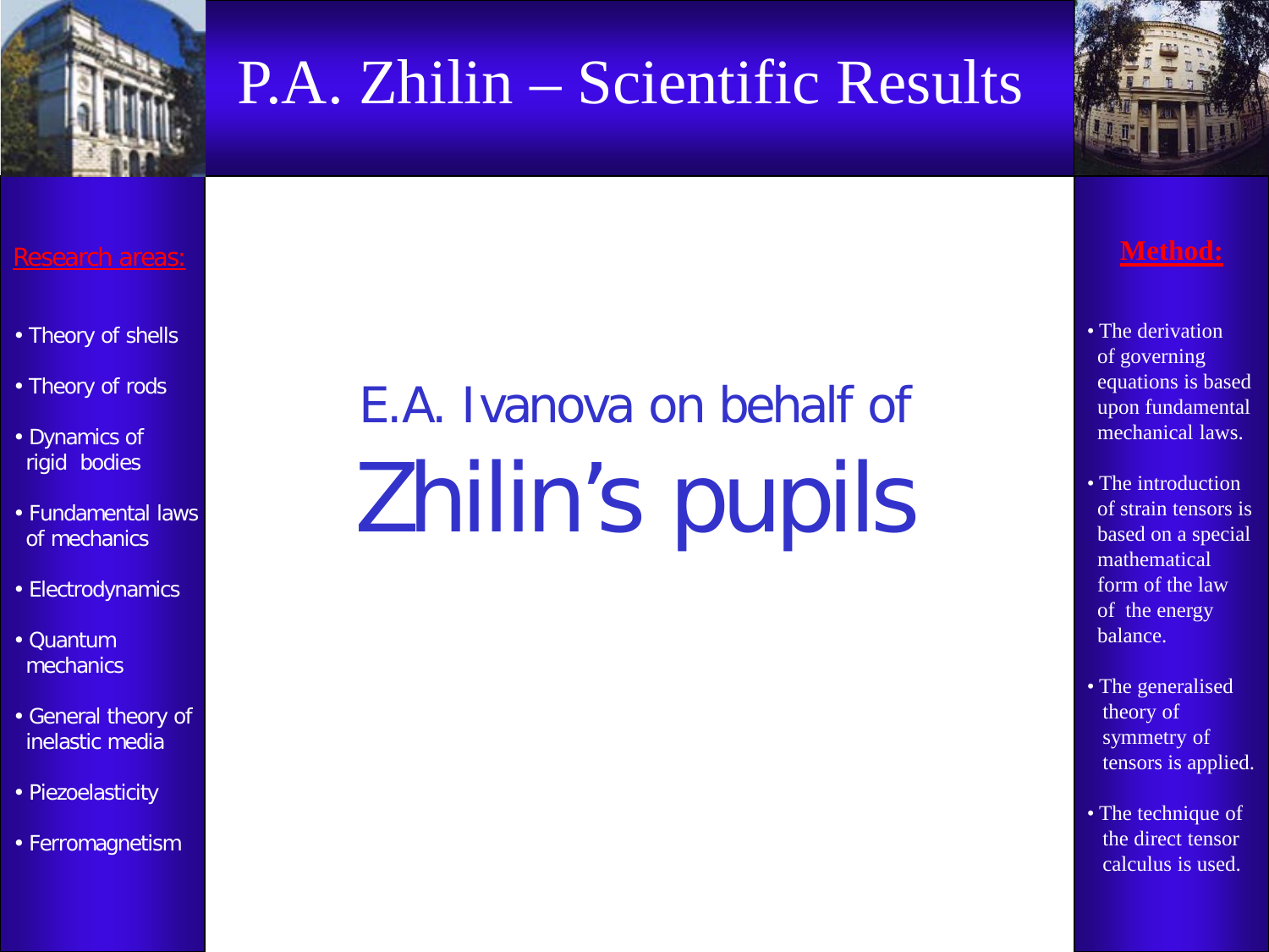# P.A. Zhilin – Scientific Results

**Research areas:**

- Theory of shells
- Theory of rods
- Dynamics of rigid bodies
- Fundamental laws of mechanics
- Electrodynamics
- Quantum mechanics
- General theory of inelastic media
- Piezoelasticity
- Ferromagnetism

## E.A. Ivanova on behalf of

# Zhilin's pupils

**Method:**

- The derivation of governing equations is based upon fundamental mechanical laws.
- The introduction of strain tensors is based on a special mathematical form of the law of the energy balance.
- The generalised theory of symmetry of tensors is applied.
- The technique of the direct tensor calculus is used.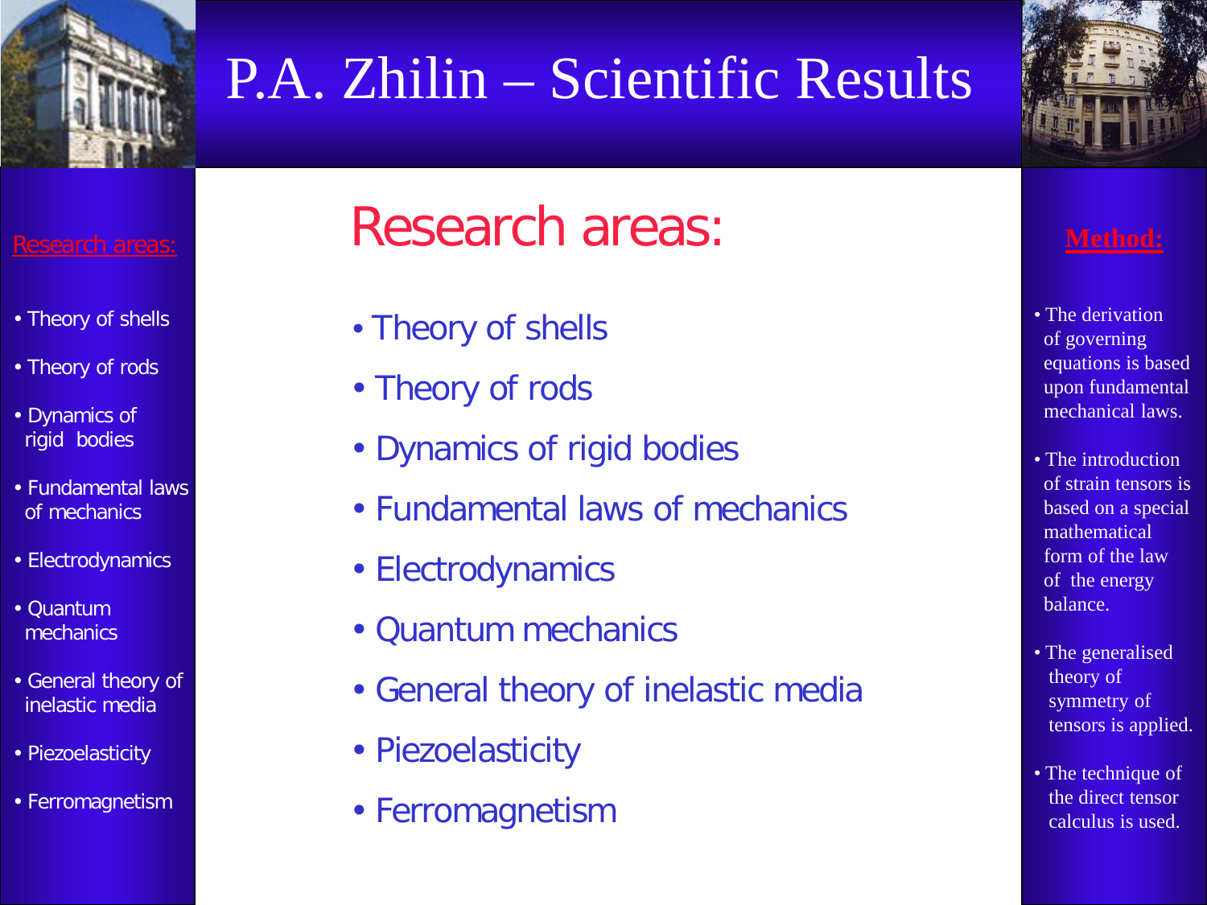# P.A. Zhilin – Scientific Results

Research areas:

- Theory of shells
- Theory of rods
- Dynamics of rigid bodies
- Fundamental laws of mechanics
- Electrodynamics
- Quantum mechanics
- General theory of inelastic media
- Piezoelasticity
- Ferromagnetism

## Research areas:

- Theory of shells
- Theory of rods
- Dynamics of rigid bodies
- Fundamental laws of mechanics
- Electrodynamics
- Quantum mechanics
- General theory of inelastic media
- Piezoelasticity
- Ferromagnetism

**Method:**

- The derivation of governing equations is based upon fundamental mechanical laws.
- The introduction of strain tensors is based on a special mathematical form of the law of the energy balance.
- The generalised theory of symmetry of tensors is applied.
- The technique of the direct tensor calculus is used.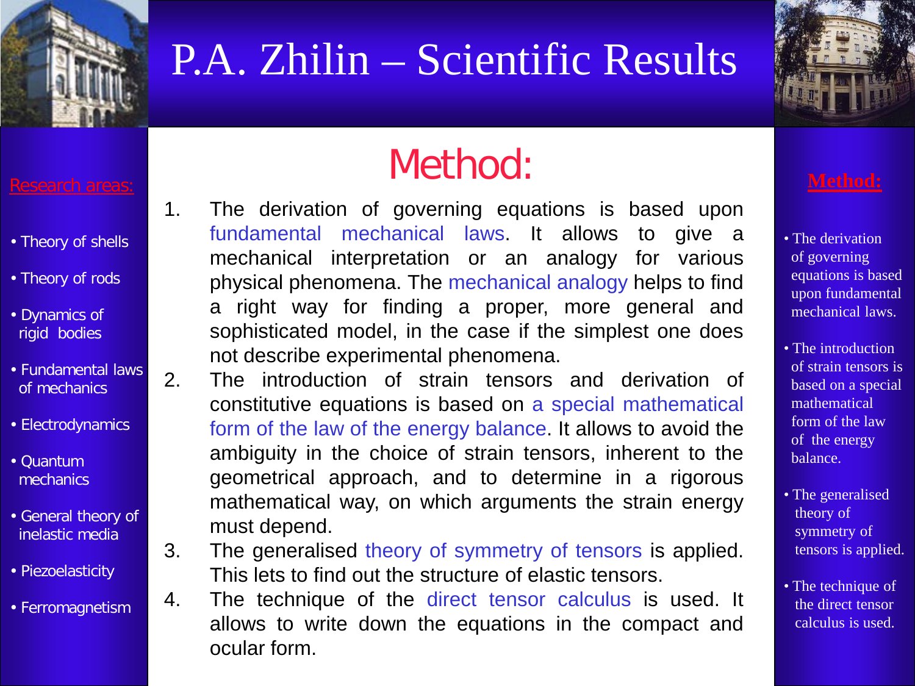# P.A. Zhilin – Scientific Results

Research areas:

- Theory of shells
- Theory of rods
- Dynamics of rigid bodies
- Fundamental laws of mechanics
- Electrodynamics
- Quantum mechanics
- General theory of inelastic media
- Piezoelasticity
- Ferromagnetism

## Method:

1. The derivation of governing equations is based upon fundamental mechanical laws. It allows to give a mechanical interpretation or an analogy for various physical phenomena. The mechanical analogy helps to find a right way for finding a proper, more general and sophisticated model, in the case if the simplest one does not describe experimental phenomena.
2. The introduction of strain tensors and derivation of constitutive equations is based on a special mathematical form of the law of the energy balance. It allows to avoid the ambiguity in the choice of strain tensors, inherent to the geometrical approach, and to determine in a rigorous mathematical way, on which arguments the strain energy must depend.
3. The generalised theory of symmetry of tensors is applied. This lets to find out the structure of elastic tensors.
4. The technique of the direct tensor calculus is used. It allows to write down the equations in the compact and ocular form.

**Method:**

- The derivation of governing equations is based upon fundamental mechanical laws.
- The introduction of strain tensors is based on a special mathematical form of the law of the energy balance.
- The generalised theory of symmetry of tensors is applied.
- The technique of the direct tensor calculus is used.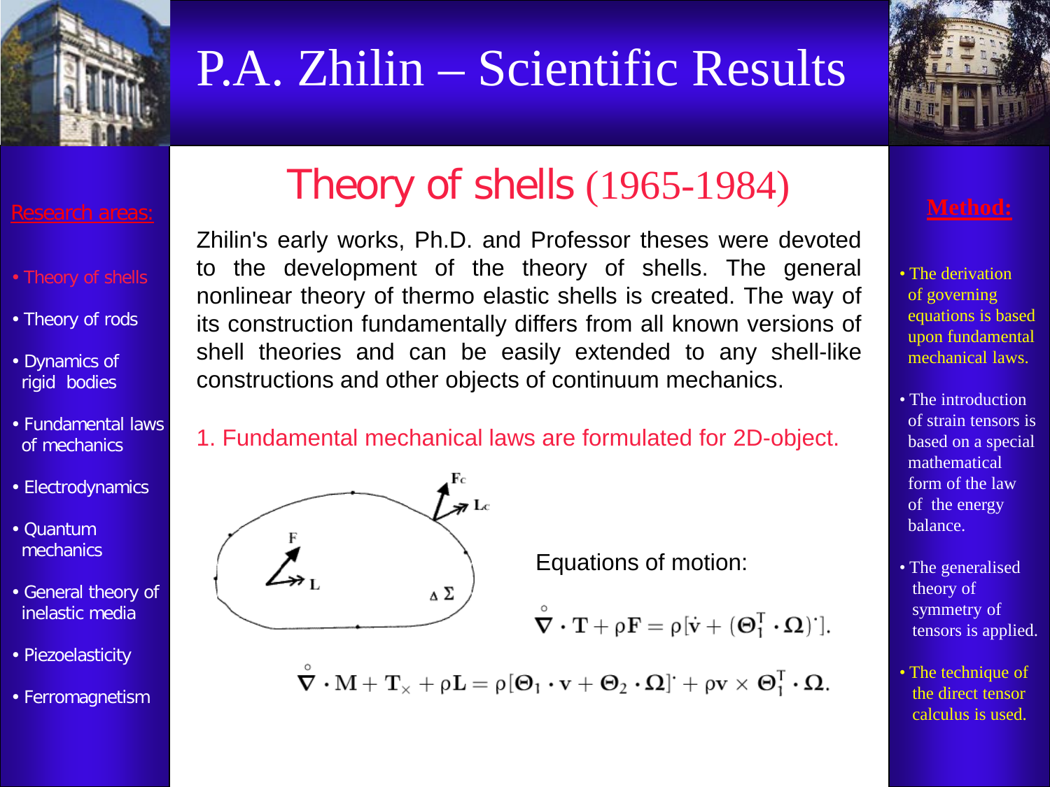# P.A. Zhilin – Scientific Results

**Research areas:**

- Theory of shells
- Theory of rods
- Dynamics of rigid bodies
- Fundamental laws of mechanics
- Electrodynamics
- Quantum mechanics
- General theory of inelastic media
- Piezoelasticity
- Ferromagnetism

## Theory of shells (1965-1984)

Zhilin's early works, Ph.D. and Professor theses were devoted to the development of the theory of shells. The general nonlinear theory of thermo elastic shells is created. The way of its construction fundamentally differs from all known versions of shell theories and can be easily extended to any shell-like constructions and other objects of continuum mechanics.

1. Fundamental mechanical laws are formulated for 2D-object.

$F_c$, $L_c$, $F$, $L$, $\Delta\Sigma$

Equations of motion:

$$\overset{\circ}{\nabla} \cdot \mathbf{T} + \rho \mathbf{F} = \rho[\dot{\mathbf{v}} + (\mathbf{\Theta}_1^T \cdot \mathbf{\Omega})^{\cdot}].$$

$$\overset{\circ}{\nabla} \cdot \mathbf{M} + \mathbf{T}_\times + \rho \mathbf{L} = \rho[\mathbf{\Theta}_1 \cdot \mathbf{v} + \mathbf{\Theta}_2 \cdot \mathbf{\Omega}]^{\cdot} + \rho \mathbf{v} \times \mathbf{\Theta}_1^T \cdot \mathbf{\Omega}.$$

**Method:**

- The derivation of governing equations is based upon fundamental mechanical laws.
- The introduction of strain tensors is based on a special mathematical form of the law of the energy balance.
- The generalised theory of symmetry of tensors is applied.
- The technique of the direct tensor calculus is used.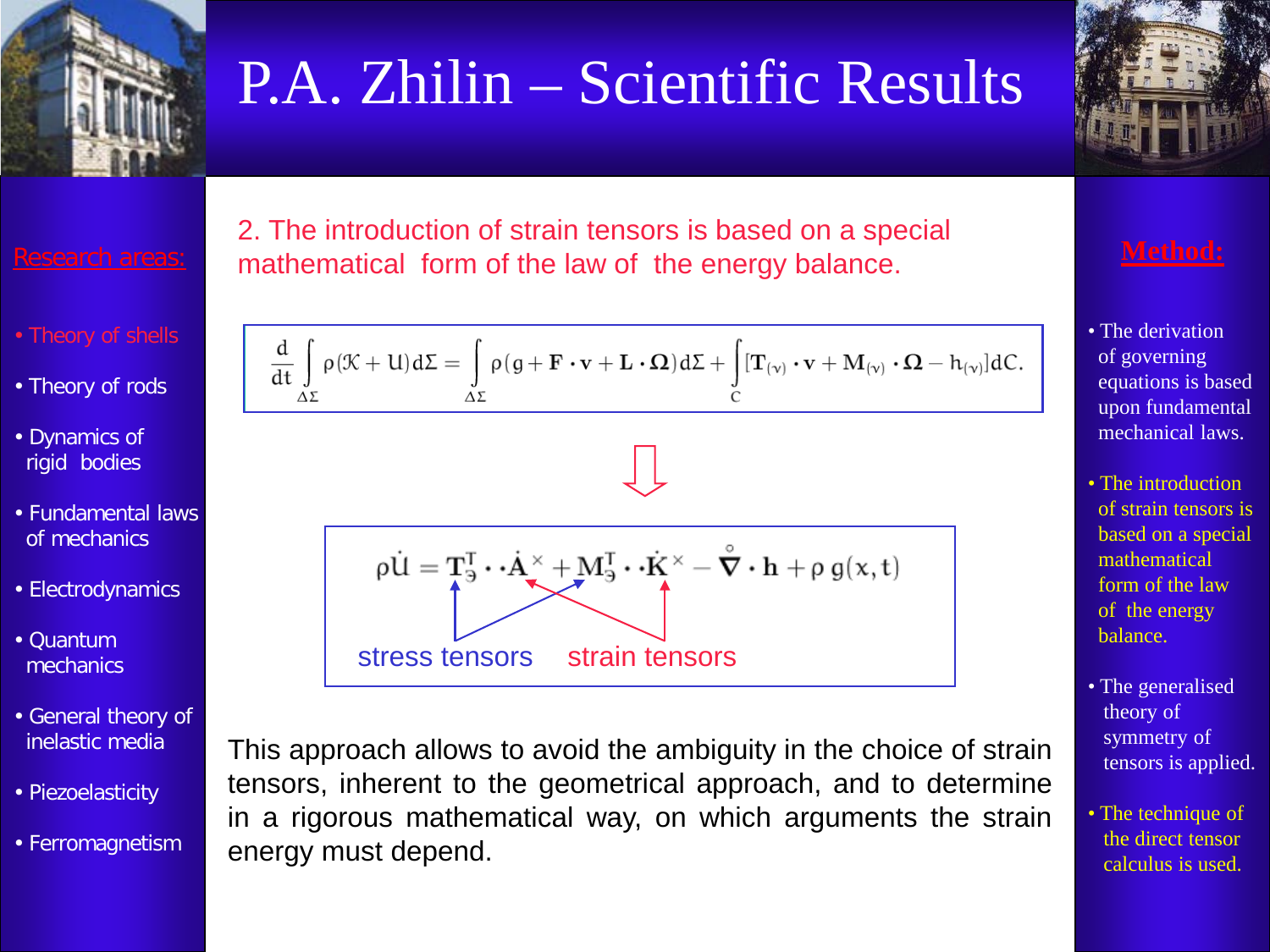# P.A. Zhilin – Scientific Results

**Research areas:**

- Theory of shells
- Theory of rods
- Dynamics of rigid bodies
- Fundamental laws of mechanics
- Electrodynamics
- Quantum mechanics
- General theory of inelastic media
- Piezoelasticity
- Ferromagnetism

2. The introduction of strain tensors is based on a special mathematical form of the law of the energy balance.

$$\frac{d}{dt}\int\limits_{\Delta\Sigma} \rho(\mathcal{K}+U)\,d\Sigma = \int\limits_{\Delta\Sigma} \rho(g+\mathbf{F}\cdot\mathbf{v}+\mathbf{L}\cdot\boldsymbol{\Omega})\,d\Sigma + \int\limits_{C}[\mathbf{T}_{(\nu)}\cdot\mathbf{v}+\mathbf{M}_{(\nu)}\cdot\boldsymbol{\Omega}-h_{(\nu)}]\,dC.$$

⇩

$$\rho\dot{U} = \mathbf{T}_{\ni}^{T}\cdot\cdot\dot{\mathbf{A}}^{\times} + \mathbf{M}_{\ni}^{T}\cdot\cdot\dot{\mathbf{K}}^{\times} - \overset{\circ}{\boldsymbol{\nabla}}\cdot\mathbf{h} + \rho\, g(x,t)$$

stress tensors — strain tensors

This approach allows to avoid the ambiguity in the choice of strain tensors, inherent to the geometrical approach, and to determine in a rigorous mathematical way, on which arguments the strain energy must depend.

**Method:**

- The derivation of governing equations is based upon fundamental mechanical laws.
- The introduction of strain tensors is based on a special mathematical form of the law of the energy balance.
- The generalised theory of symmetry of tensors is applied.
- The technique of the direct tensor calculus is used.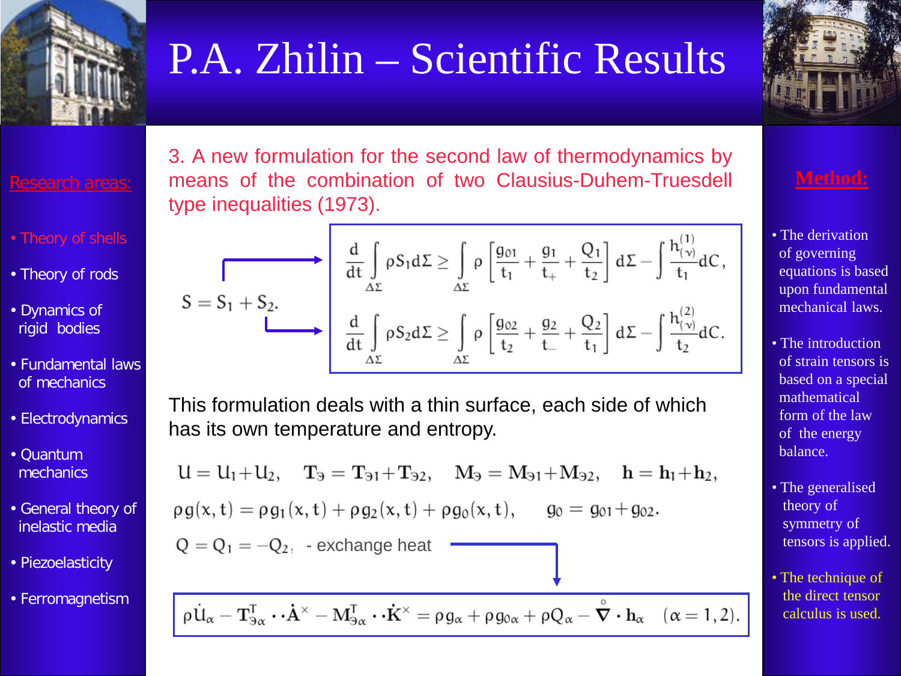# P.A. Zhilin – Scientific Results

**Research areas:**

- Theory of shells
- Theory of rods
- Dynamics of rigid bodies
- Fundamental laws of mechanics
- Electrodynamics
- Quantum mechanics
- General theory of inelastic media
- Piezoelasticity
- Ferromagnetism

## 3. A new formulation for the second law of thermodynamics by means of the combination of two Clausius-Duhem-Truesdell type inequalities (1973).

$$S = S_1 + S_2.$$

$$\frac{d}{dt}\int_{\Delta\Sigma} \rho S_1 d\Sigma \geq \int_{\Delta\Sigma} \rho \left[\frac{g_{01}}{t_1} + \frac{g_1}{t_+} + \frac{Q_1}{t_2}\right] d\Sigma - \int \frac{h^{(1)}_{(\nu)}}{t_1} dC,$$

$$\frac{d}{dt}\int_{\Delta\Sigma} \rho S_2 d\Sigma \geq \int_{\Delta\Sigma} \rho \left[\frac{g_{02}}{t_2} + \frac{g_2}{t_-} + \frac{Q_2}{t_1}\right] d\Sigma - \int \frac{h^{(2)}_{(\nu)}}{t_2} dC.$$

This formulation deals with a thin surface, each side of which has its own temperature and entropy.

$$U = U_1 + U_2, \quad \mathbf{T}_\text{э} = \mathbf{T}_{\text{э}1} + \mathbf{T}_{\text{э}2}, \quad \mathbf{M}_\text{э} = \mathbf{M}_{\text{э}1} + \mathbf{M}_{\text{э}2}, \quad \mathbf{h} = \mathbf{h}_1 + \mathbf{h}_2,$$

$$\rho g(x,t) = \rho g_1(x,t) + \rho g_2(x,t) + \rho g_0(x,t), \qquad g_0 = g_{01} + g_{02}.$$

$Q = Q_1 = -Q_2$ - exchange heat

$$\rho \dot{U}_\alpha - \mathbf{T}^T_{\text{э}\alpha} \cdot\cdot \dot{\mathbf{A}}^\times - \mathbf{M}^T_{\text{э}\alpha} \cdot\cdot \dot{\mathbf{K}}^\times = \rho g_\alpha + \rho g_{0\alpha} + \rho Q_\alpha - \overset{\circ}{\boldsymbol{\nabla}} \cdot \mathbf{h}_\alpha \quad (\alpha = 1, 2).$$

**Method:**

- The derivation of governing equations is based upon fundamental mechanical laws.
- The introduction of strain tensors is based on a special mathematical form of the law of the energy balance.
- The generalised theory of symmetry of tensors is applied.
- The technique of the direct tensor calculus is used.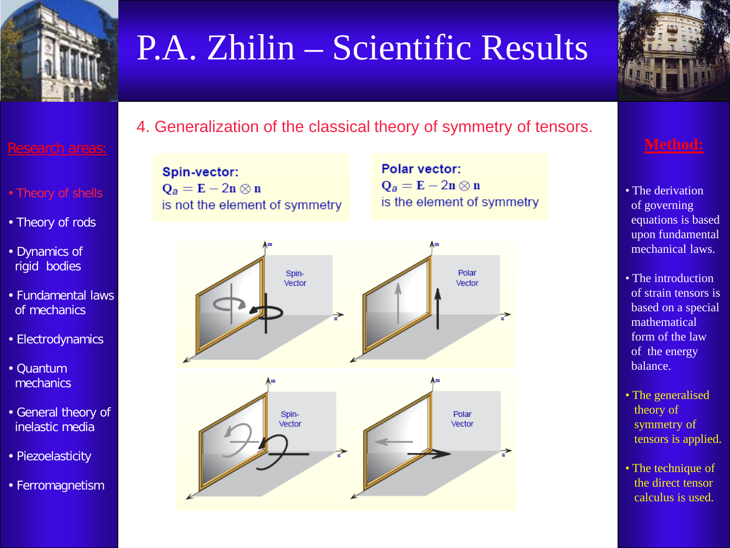# P.A. Zhilin – Scientific Results

**Research areas:**

- Theory of shells
- Theory of rods
- Dynamics of rigid bodies
- Fundamental laws of mechanics
- Electrodynamics
- Quantum mechanics
- General theory of inelastic media
- Piezoelasticity
- Ferromagnetism

## 4. Generalization of the classical theory of symmetry of tensors.

**Spin-vector:**
$\mathbf{Q}_a = \mathbf{E} - 2\mathbf{n} \otimes \mathbf{n}$
is not the element of symmetry

**Polar vector:**
$\mathbf{Q}_a = \mathbf{E} - 2\mathbf{n} \otimes \mathbf{n}$
is the element of symmetry

**Method:**

- The derivation of governing equations is based upon fundamental mechanical laws.
- The introduction of strain tensors is based on a special mathematical form of the law of the energy balance.
- The generalised theory of symmetry of tensors is applied.
- The technique of the direct tensor calculus is used.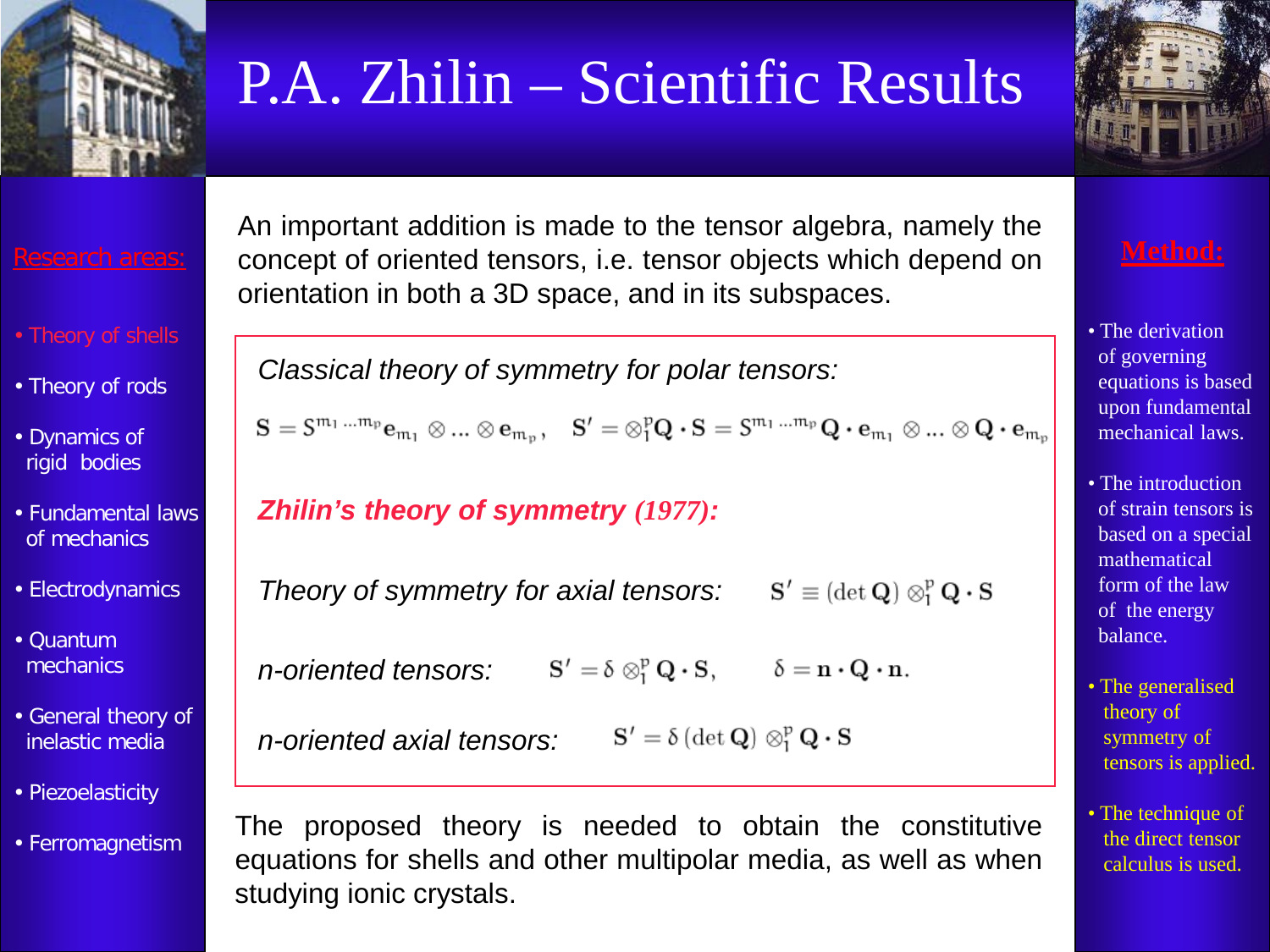# P.A. Zhilin – Scientific Results

**Research areas:**

- Theory of shells
- Theory of rods
- Dynamics of rigid bodies
- Fundamental laws of mechanics
- Electrodynamics
- Quantum mechanics
- General theory of inelastic media
- Piezoelasticity
- Ferromagnetism

An important addition is made to the tensor algebra, namely the concept of oriented tensors, i.e. tensor objects which depend on orientation in both a 3D space, and in its subspaces.

*Classical theory of symmetry for polar tensors:*

$$\mathbf{S} = S^{m_1 \dots m_p} \mathbf{e}_{m_1} \otimes \dots \otimes \mathbf{e}_{m_p}, \quad \mathbf{S}' = \otimes_1^p \mathbf{Q} \cdot \mathbf{S} = S^{m_1 \dots m_p} \mathbf{Q} \cdot \mathbf{e}_{m_1} \otimes \dots \otimes \mathbf{Q} \cdot \mathbf{e}_{m_p}$$

***Zhilin's theory of symmetry (1977):***

*Theory of symmetry for axial tensors:* $\mathbf{S}' \equiv (\det \mathbf{Q}) \otimes_1^p \mathbf{Q} \cdot \mathbf{S}$

*n-oriented tensors:* $\mathbf{S}' = \delta \otimes_1^p \mathbf{Q} \cdot \mathbf{S}, \qquad \delta = \mathbf{n} \cdot \mathbf{Q} \cdot \mathbf{n}.$

*n-oriented axial tensors:* $\mathbf{S}' = \delta \, (\det \mathbf{Q}) \otimes_1^p \mathbf{Q} \cdot \mathbf{S}$

The proposed theory is needed to obtain the constitutive equations for shells and other multipolar media, as well as when studying ionic crystals.

**Method:**

- The derivation of governing equations is based upon fundamental mechanical laws.
- The introduction of strain tensors is based on a special mathematical form of the law of the energy balance.
- The generalised theory of symmetry of tensors is applied.
- The technique of the direct tensor calculus is used.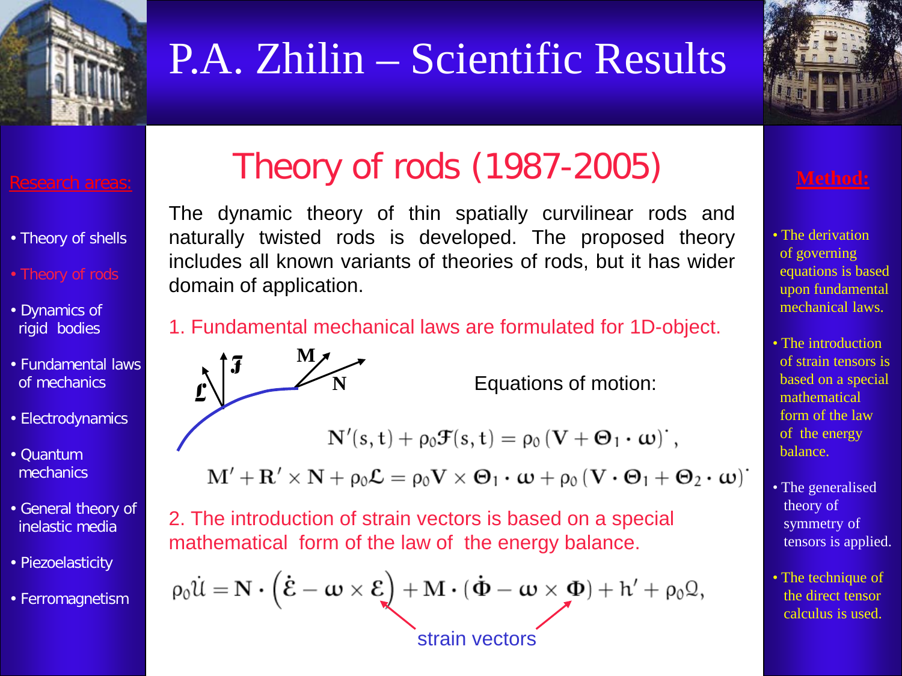# P.A. Zhilin – Scientific Results

**Research areas:**

- Theory of shells
- Theory of rods
- Dynamics of rigid bodies
- Fundamental laws of mechanics
- Electrodynamics
- Quantum mechanics
- General theory of inelastic media
- Piezoelasticity
- Ferromagnetism

## Theory of rods (1987-2005)

The dynamic theory of thin spatially curvilinear rods and naturally twisted rods is developed. The proposed theory includes all known variants of theories of rods, but it has wider domain of application.

1. Fundamental mechanical laws are formulated for 1D-object.

Equations of motion:

$$\mathbf{N}'(s,t) + \rho_0 \mathcal{F}(s,t) = \rho_0 \left(\mathbf{V} + \boldsymbol{\Theta}_1 \cdot \boldsymbol{\omega}\right)^{\cdot},$$

$$\mathbf{M}' + \mathbf{R}' \times \mathbf{N} + \rho_0 \mathcal{L} = \rho_0 \mathbf{V} \times \boldsymbol{\Theta}_1 \cdot \boldsymbol{\omega} + \rho_0 \left(\mathbf{V} \cdot \boldsymbol{\Theta}_1 + \boldsymbol{\Theta}_2 \cdot \boldsymbol{\omega}\right)^{\cdot}$$

2. The introduction of strain vectors is based on a special mathematical form of the law of the energy balance.

$$\rho_0 \dot{\mathcal{U}} = \mathbf{N} \cdot \left(\dot{\mathcal{E}} - \boldsymbol{\omega} \times \mathcal{E}\right) + \mathbf{M} \cdot \left(\dot{\boldsymbol{\Phi}} - \boldsymbol{\omega} \times \boldsymbol{\Phi}\right) + h' + \rho_0 \mathcal{Q},$$

strain vectors

**Method:**

- The derivation of governing equations is based upon fundamental mechanical laws.
- The introduction of strain tensors is based on a special mathematical form of the law of the energy balance.
- The generalised theory of symmetry of tensors is applied.
- The technique of the direct tensor calculus is used.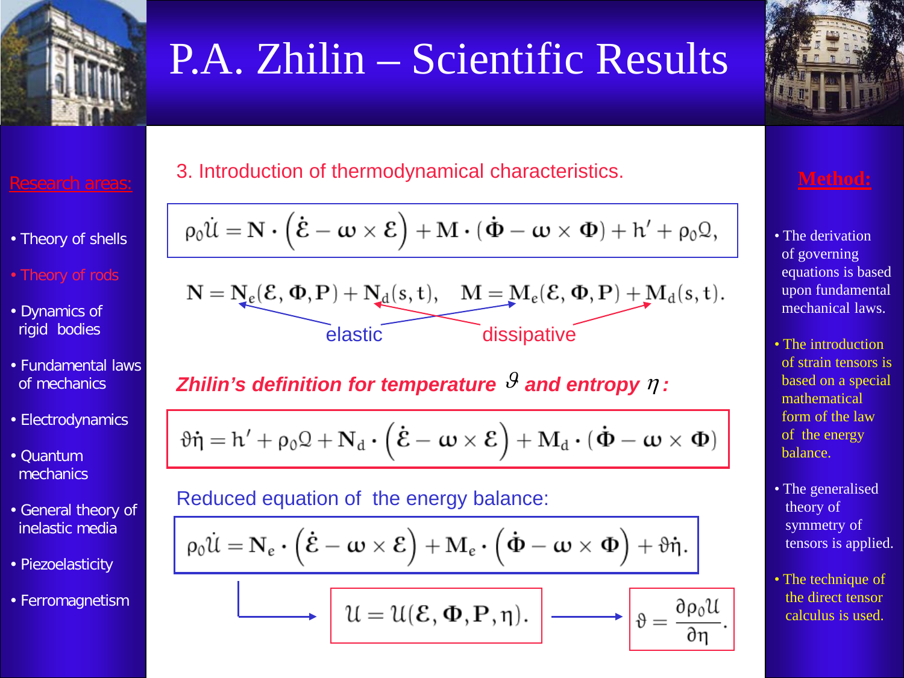# P.A. Zhilin – Scientific Results

**Research areas:**

- Theory of shells
- Theory of rods
- Dynamics of rigid bodies
- Fundamental laws of mechanics
- Electrodynamics
- Quantum mechanics
- General theory of inelastic media
- Piezoelasticity
- Ferromagnetism

## 3. Introduction of thermodynamical characteristics.

$$\rho_0 \dot{\mathcal{U}} = \mathbf{N} \cdot \left( \dot{\mathcal{E}} - \boldsymbol{\omega} \times \mathcal{E} \right) + \mathbf{M} \cdot (\dot{\mathbf{\Phi}} - \boldsymbol{\omega} \times \mathbf{\Phi}) + h' + \rho_0 \mathcal{Q},$$

$$\mathbf{N} = \mathbf{N}_e(\mathcal{E}, \mathbf{\Phi}, \mathbf{P}) + \mathbf{N}_d(s,t), \quad \mathbf{M} = \mathbf{M}_e(\mathcal{E}, \mathbf{\Phi}, \mathbf{P}) + \mathbf{M}_d(s,t).$$

elastic: $\mathbf{N}_e$, $\mathbf{M}_e$; dissipative: $\mathbf{N}_d$, $\mathbf{M}_d$

***Zhilin's definition for temperature $\vartheta$ and entropy $\eta$:***

$$\vartheta \dot{\eta} = h' + \rho_0 \mathcal{Q} + \mathbf{N}_d \cdot \left( \dot{\mathcal{E}} - \boldsymbol{\omega} \times \mathcal{E} \right) + \mathbf{M}_d \cdot (\dot{\mathbf{\Phi}} - \boldsymbol{\omega} \times \mathbf{\Phi})$$

Reduced equation of the energy balance:

$$\rho_0 \dot{\mathcal{U}} = \mathbf{N}_e \cdot \left( \dot{\mathcal{E}} - \boldsymbol{\omega} \times \mathcal{E} \right) + \mathbf{M}_e \cdot \left( \dot{\mathbf{\Phi}} - \boldsymbol{\omega} \times \mathbf{\Phi} \right) + \vartheta \dot{\eta}.$$

$$\rightarrow \quad \mathcal{U} = \mathcal{U}(\mathcal{E}, \mathbf{\Phi}, \mathbf{P}, \eta). \quad \rightarrow \quad \vartheta = \frac{\partial \rho_0 \mathcal{U}}{\partial \eta}.$$

**Method:**

- The derivation of governing equations is based upon fundamental mechanical laws.
- The introduction of strain tensors is based on a special mathematical form of the law of the energy balance.
- The generalised theory of symmetry of tensors is applied.
- The technique of the direct tensor calculus is used.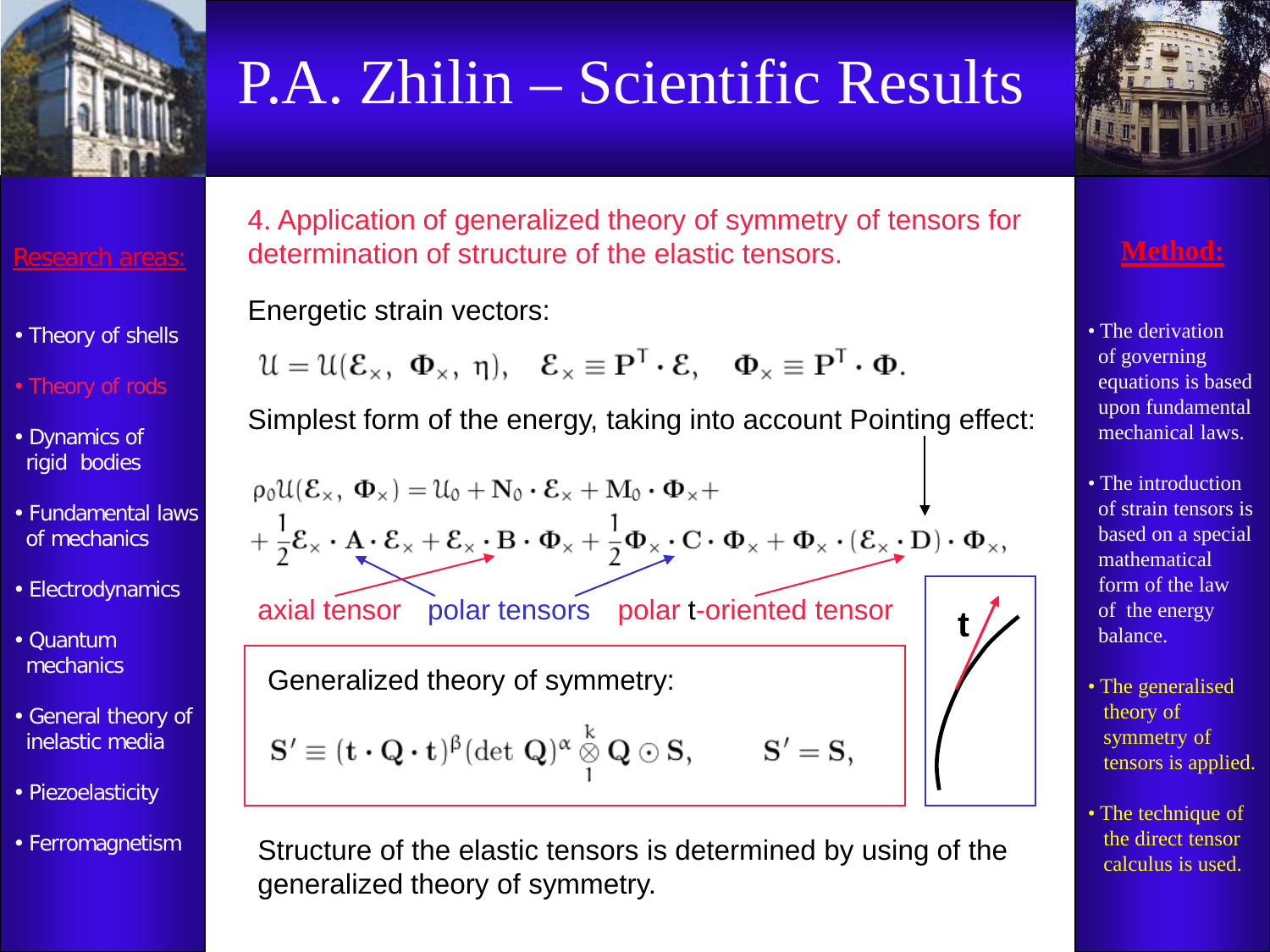# P.A. Zhilin – Scientific Results

**Research areas:**

- Theory of shells
- Theory of rods
- Dynamics of rigid bodies
- Fundamental laws of mechanics
- Electrodynamics
- Quantum mechanics
- General theory of inelastic media
- Piezoelasticity
- Ferromagnetism

## 4. Application of generalized theory of symmetry of tensors for determination of structure of the elastic tensors.

Energetic strain vectors:

$$\mathcal{U} = \mathcal{U}(\boldsymbol{\mathcal{E}}_\times,\ \boldsymbol{\Phi}_\times,\ \eta), \quad \boldsymbol{\mathcal{E}}_\times \equiv \mathbf{P}^T \cdot \boldsymbol{\mathcal{E}}, \quad \boldsymbol{\Phi}_\times \equiv \mathbf{P}^T \cdot \boldsymbol{\Phi}.$$

Simplest form of the energy, taking into account Pointing effect:

$$\rho_0 \mathcal{U}(\boldsymbol{\mathcal{E}}_\times,\ \boldsymbol{\Phi}_\times) = \mathcal{U}_0 + \mathbf{N}_0 \cdot \boldsymbol{\mathcal{E}}_\times + \mathbf{M}_0 \cdot \boldsymbol{\Phi}_\times + $$
$$+ \frac{1}{2} \boldsymbol{\mathcal{E}}_\times \cdot \mathbf{A} \cdot \boldsymbol{\mathcal{E}}_\times + \boldsymbol{\mathcal{E}}_\times \cdot \mathbf{B} \cdot \boldsymbol{\Phi}_\times + \frac{1}{2} \boldsymbol{\Phi}_\times \cdot \mathbf{C} \cdot \boldsymbol{\Phi}_\times + \boldsymbol{\Phi}_\times \cdot (\boldsymbol{\mathcal{E}}_\times \cdot \mathbf{D}) \cdot \boldsymbol{\Phi}_\times,$$

axial tensor  polar tensors  polar **t**-oriented tensor

Generalized theory of symmetry:

$$\mathbf{S}' \equiv (\mathbf{t} \cdot \mathbf{Q} \cdot \mathbf{t})^\beta (\det\ \mathbf{Q})^\alpha \overset{k}{\underset{1}{\otimes}} \mathbf{Q} \odot \mathbf{S}, \qquad \mathbf{S}' = \mathbf{S},$$

Structure of the elastic tensors is determined by using of the generalized theory of symmetry.

**Method:**

- The derivation of governing equations is based upon fundamental mechanical laws.
- The introduction of strain tensors is based on a special mathematical form of the law of the energy balance.
- The generalised theory of symmetry of tensors is applied.
- The technique of the direct tensor calculus is used.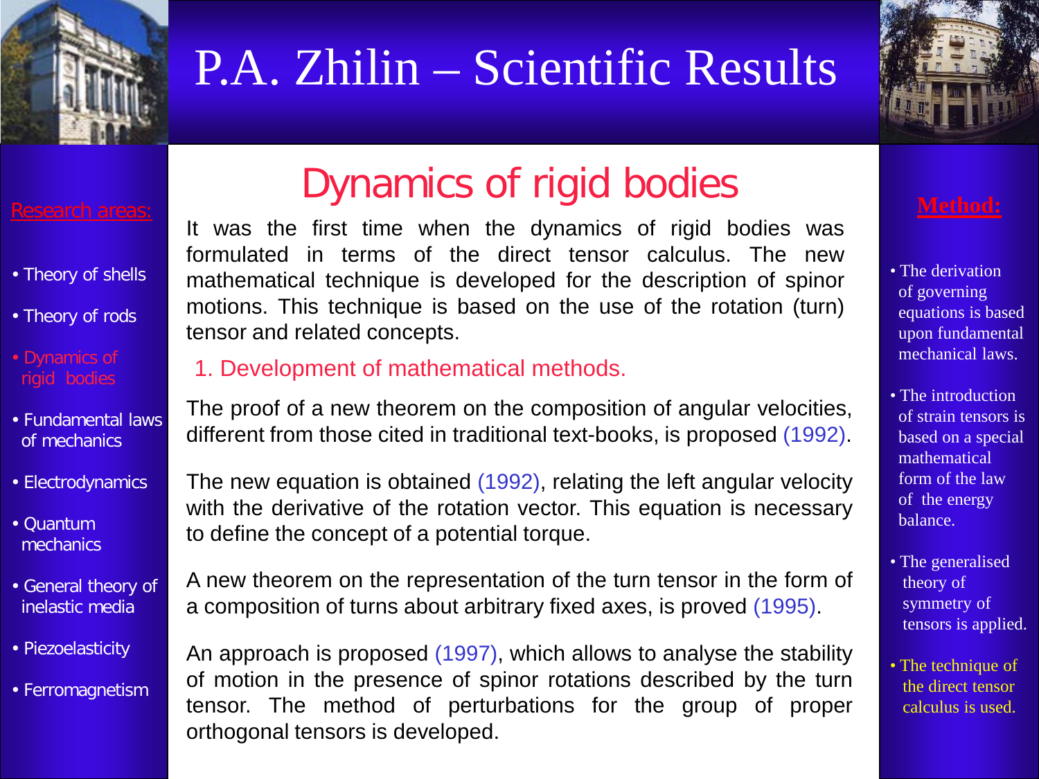# P.A. Zhilin – Scientific Results

**Research areas:**

- Theory of shells
- Theory of rods
- Dynamics of rigid bodies
- Fundamental laws of mechanics
- Electrodynamics
- Quantum mechanics
- General theory of inelastic media
- Piezoelasticity
- Ferromagnetism

## Dynamics of rigid bodies

It was the first time when the dynamics of rigid bodies was formulated in terms of the direct tensor calculus. The new mathematical technique is developed for the description of spinor motions. This technique is based on the use of the rotation (turn) tensor and related concepts.

### 1. Development of mathematical methods.

The proof of a new theorem on the composition of angular velocities, different from those cited in traditional text-books, is proposed (1992).

The new equation is obtained (1992), relating the left angular velocity with the derivative of the rotation vector. This equation is necessary to define the concept of a potential torque.

A new theorem on the representation of the turn tensor in the form of a composition of turns about arbitrary fixed axes, is proved (1995).

An approach is proposed (1997), which allows to analyse the stability of motion in the presence of spinor rotations described by the turn tensor. The method of perturbations for the group of proper orthogonal tensors is developed.

**Method:**

- The derivation of governing equations is based upon fundamental mechanical laws.
- The introduction of strain tensors is based on a special mathematical form of the law of the energy balance.
- The generalised theory of symmetry of tensors is applied.
- The technique of the direct tensor calculus is used.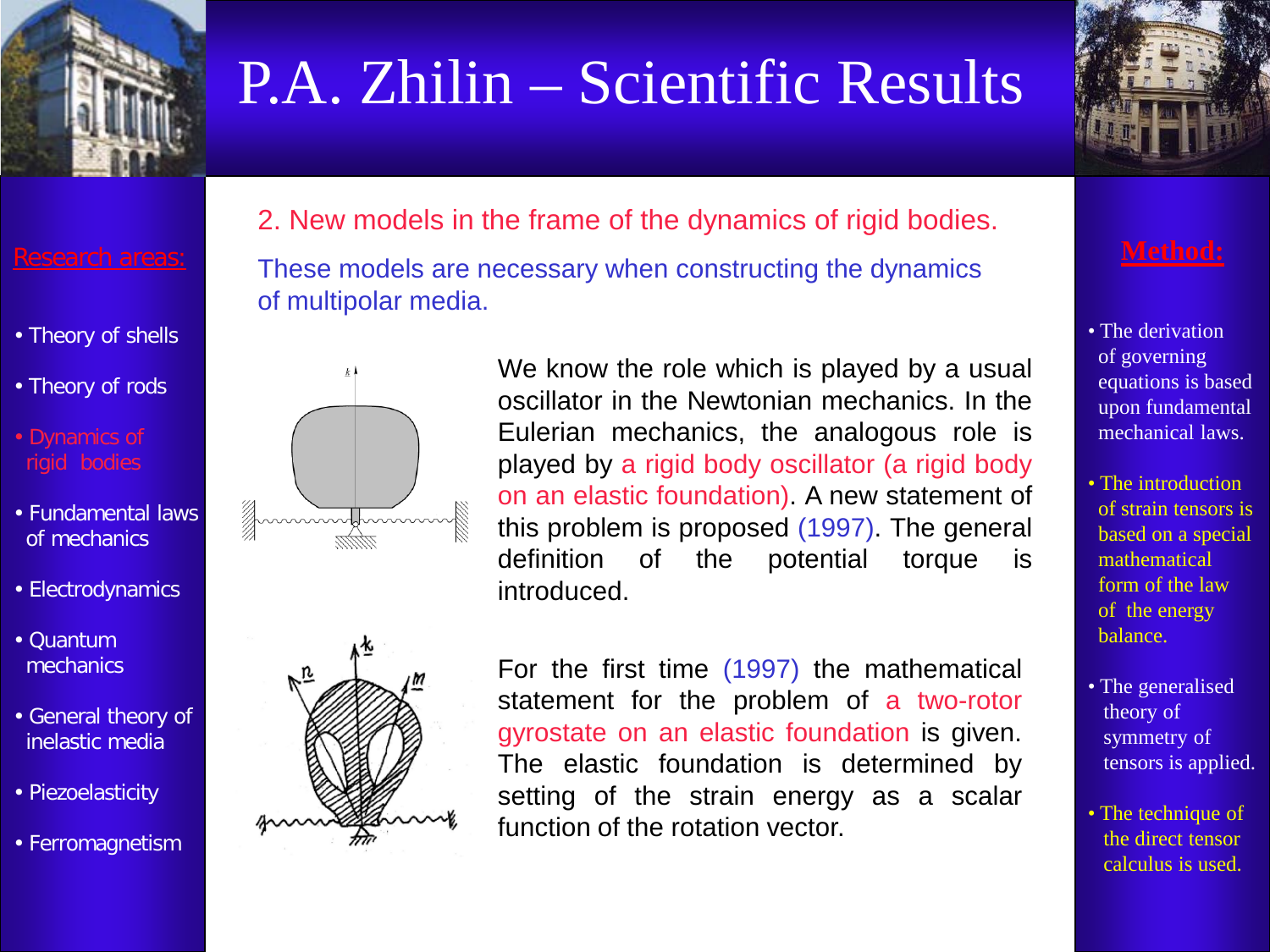# P.A. Zhilin – Scientific Results

**Research areas:**

- Theory of shells
- Theory of rods
- Dynamics of rigid bodies
- Fundamental laws of mechanics
- Electrodynamics
- Quantum mechanics
- General theory of inelastic media
- Piezoelasticity
- Ferromagnetism

## 2. New models in the frame of the dynamics of rigid bodies.

These models are necessary when constructing the dynamics of multipolar media.

We know the role which is played by a usual oscillator in the Newtonian mechanics. In the Eulerian mechanics, the analogous role is played by a rigid body oscillator (a rigid body on an elastic foundation). A new statement of this problem is proposed (1997). The general definition of the potential torque is introduced.

For the first time (1997) the mathematical statement for the problem of a two-rotor gyrostate on an elastic foundation is given. The elastic foundation is determined by setting of the strain energy as a scalar function of the rotation vector.

**Method:**

- The derivation of governing equations is based upon fundamental mechanical laws.
- The introduction of strain tensors is based on a special mathematical form of the law of the energy balance.
- The generalised theory of symmetry of tensors is applied.
- The technique of the direct tensor calculus is used.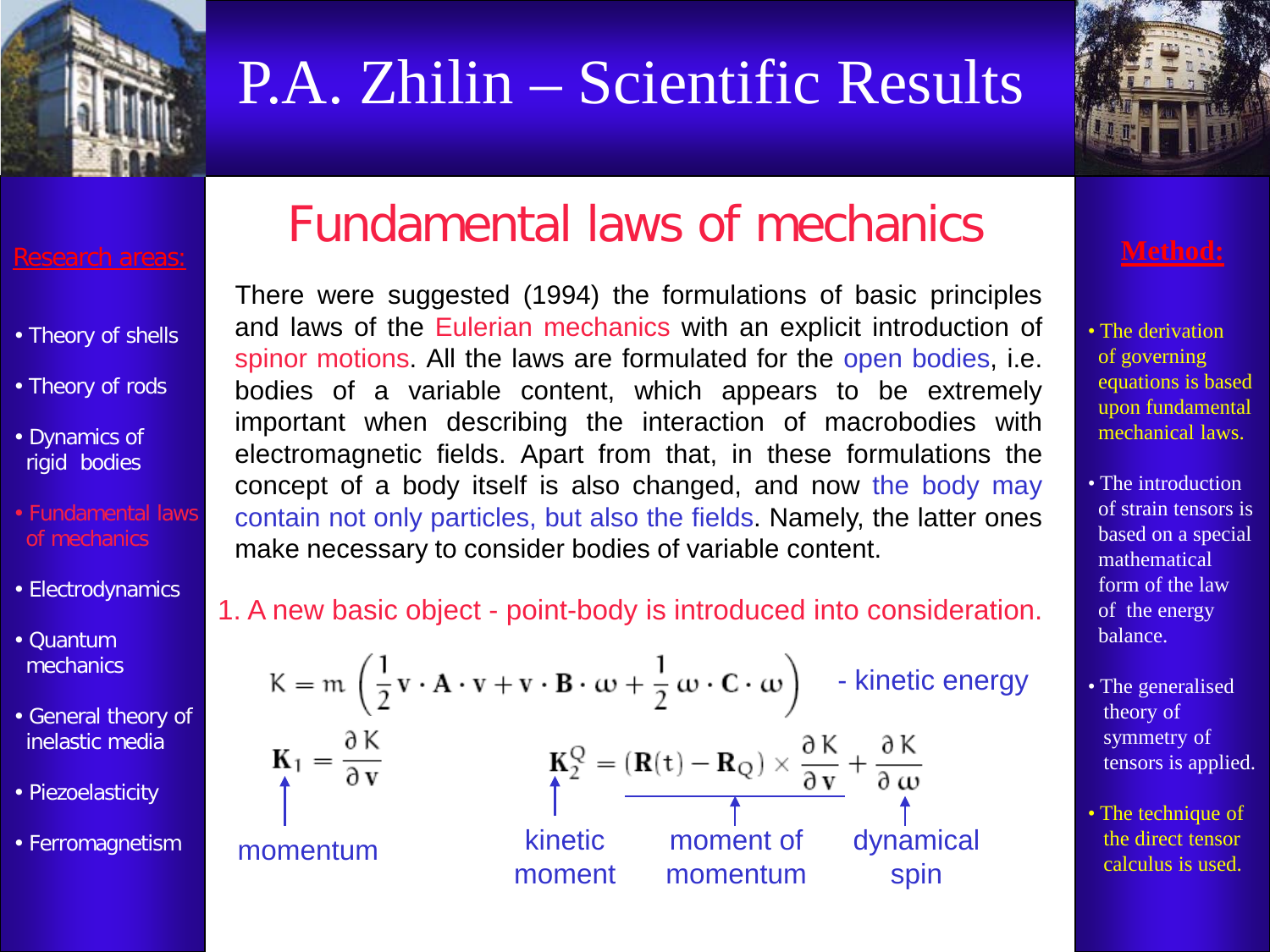# P.A. Zhilin – Scientific Results

**Research areas:**

- Theory of shells
- Theory of rods
- Dynamics of rigid bodies
- Fundamental laws of mechanics
- Electrodynamics
- Quantum mechanics
- General theory of inelastic media
- Piezoelasticity
- Ferromagnetism

## Fundamental laws of mechanics

There were suggested (1994) the formulations of basic principles and laws of the Eulerian mechanics with an explicit introduction of spinor motions. All the laws are formulated for the open bodies, i.e. bodies of a variable content, which appears to be extremely important when describing the interaction of macrobodies with electromagnetic fields. Apart from that, in these formulations the concept of a body itself is also changed, and now the body may contain not only particles, but also the fields. Namely, the latter ones make necessary to consider bodies of variable content.

1. A new basic object - point-body is introduced into consideration.

$$K = m\left(\frac{1}{2}\mathbf{v}\cdot\mathbf{A}\cdot\mathbf{v} + \mathbf{v}\cdot\mathbf{B}\cdot\boldsymbol{\omega} + \frac{1}{2}\boldsymbol{\omega}\cdot\mathbf{C}\cdot\boldsymbol{\omega}\right)$$ - kinetic energy

$$\mathbf{K}_1 = \frac{\partial K}{\partial \mathbf{v}}$$ — momentum

$$\mathbf{K}_2^Q = (\mathbf{R}(t) - \mathbf{R}_Q)\times\frac{\partial K}{\partial \mathbf{v}} + \frac{\partial K}{\partial \boldsymbol{\omega}}$$

- $\mathbf{K}_2^Q$ — kinetic moment
- $(\mathbf{R}(t) - \mathbf{R}_Q)\times\frac{\partial K}{\partial \mathbf{v}}$ — moment of momentum
- $\frac{\partial K}{\partial \boldsymbol{\omega}}$ — dynamical spin

**Method:**

- The derivation of governing equations is based upon fundamental mechanical laws.
- The introduction of strain tensors is based on a special mathematical form of the law of the energy balance.
- The generalised theory of symmetry of tensors is applied.
- The technique of the direct tensor calculus is used.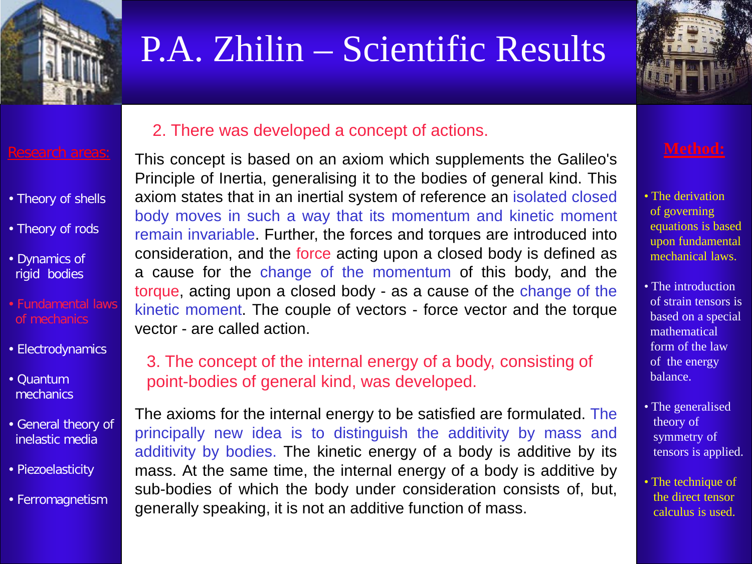# P.A. Zhilin – Scientific Results

**Research areas:**

- Theory of shells
- Theory of rods
- Dynamics of rigid bodies
- Fundamental laws of mechanics
- Electrodynamics
- Quantum mechanics
- General theory of inelastic media
- Piezoelasticity
- Ferromagnetism

## 2. There was developed a concept of actions.

This concept is based on an axiom which supplements the Galileo's Principle of Inertia, generalising it to the bodies of general kind. This axiom states that in an inertial system of reference an isolated closed body moves in such a way that its momentum and kinetic moment remain invariable. Further, the forces and torques are introduced into consideration, and the force acting upon a closed body is defined as a cause for the change of the momentum of this body, and the torque, acting upon a closed body - as a cause of the change of the kinetic moment. The couple of vectors - force vector and the torque vector - are called action.

## 3. The concept of the internal energy of a body, consisting of point-bodies of general kind, was developed.

The axioms for the internal energy to be satisfied are formulated. The principally new idea is to distinguish the additivity by mass and additivity by bodies. The kinetic energy of a body is additive by its mass. At the same time, the internal energy of a body is additive by sub-bodies of which the body under consideration consists of, but, generally speaking, it is not an additive function of mass.

**Method:**

- The derivation of governing equations is based upon fundamental mechanical laws.
- The introduction of strain tensors is based on a special mathematical form of the law of the energy balance.
- The generalised theory of symmetry of tensors is applied.
- The technique of the direct tensor calculus is used.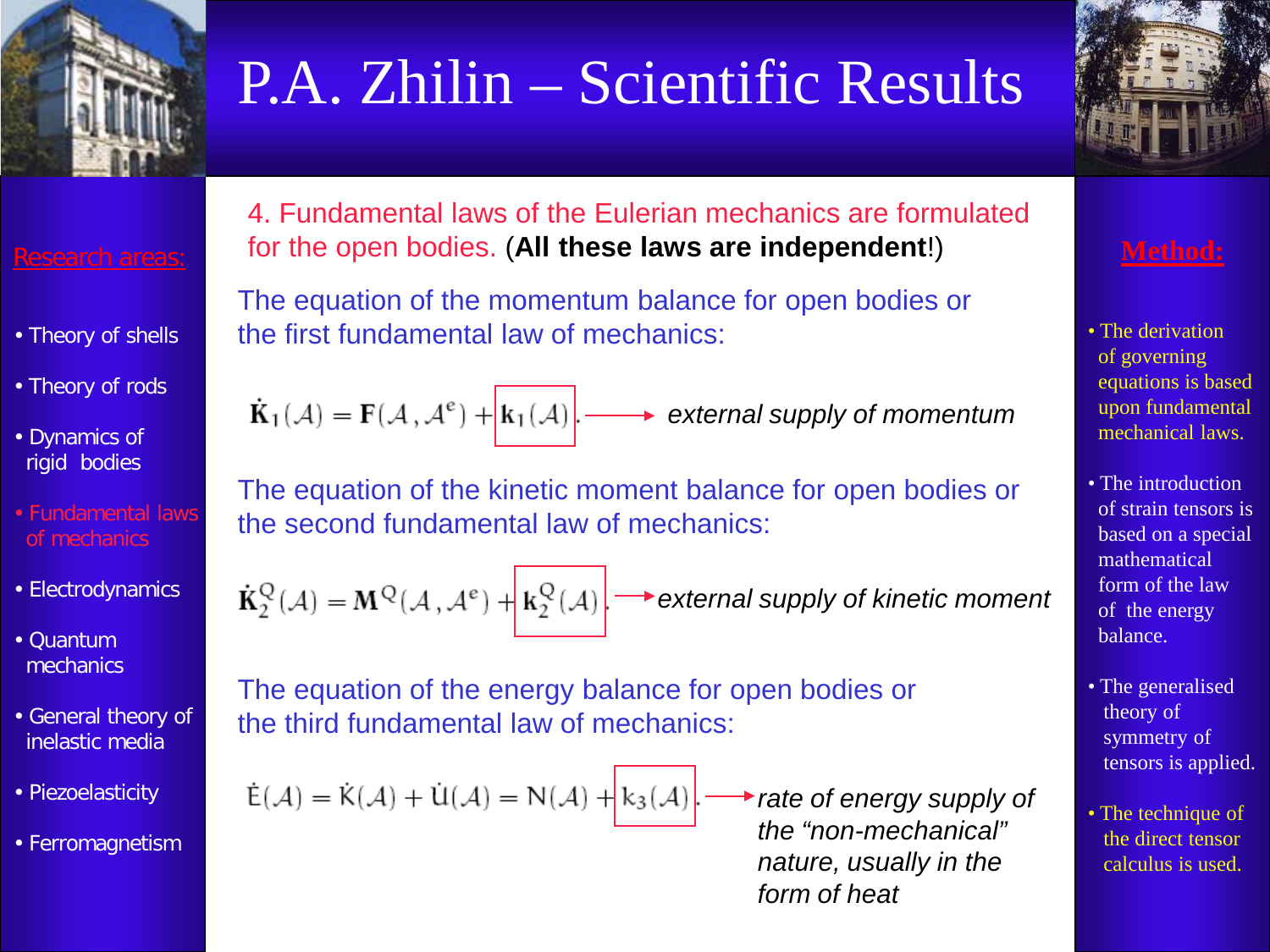# P.A. Zhilin – Scientific Results

**Research areas:**

- Theory of shells
- Theory of rods
- Dynamics of rigid bodies
- Fundamental laws of mechanics
- Electrodynamics
- Quantum mechanics
- General theory of inelastic media
- Piezoelasticity
- Ferromagnetism

4. Fundamental laws of the Eulerian mechanics are formulated for the open bodies. (**All these laws are independent**!)

The equation of the momentum balance for open bodies or the first fundamental law of mechanics:

$$\dot{\mathbf{K}}_1(\mathcal{A}) = \mathbf{F}(\mathcal{A}, \mathcal{A}^e) + \mathbf{k}_1(\mathcal{A}).$$

→ *external supply of momentum*

The equation of the kinetic moment balance for open bodies or the second fundamental law of mechanics:

$$\dot{\mathbf{K}}_2^Q(\mathcal{A}) = \mathbf{M}^Q(\mathcal{A}, \mathcal{A}^e) + \mathbf{k}_2^Q(\mathcal{A}).$$

→ *external supply of kinetic moment*

The equation of the energy balance for open bodies or the third fundamental law of mechanics:

$$\dot{\mathrm{E}}(\mathcal{A}) = \dot{\mathrm{K}}(\mathcal{A}) + \dot{\mathrm{U}}(\mathcal{A}) = \mathrm{N}(\mathcal{A}) + \mathrm{k}_3(\mathcal{A}).$$

→ *rate of energy supply of the “non-mechanical” nature, usually in the form of heat*

**Method:**

- The derivation of governing equations is based upon fundamental mechanical laws.
- The introduction of strain tensors is based on a special mathematical form of the law of the energy balance.
- The generalised theory of symmetry of tensors is applied.
- The technique of the direct tensor calculus is used.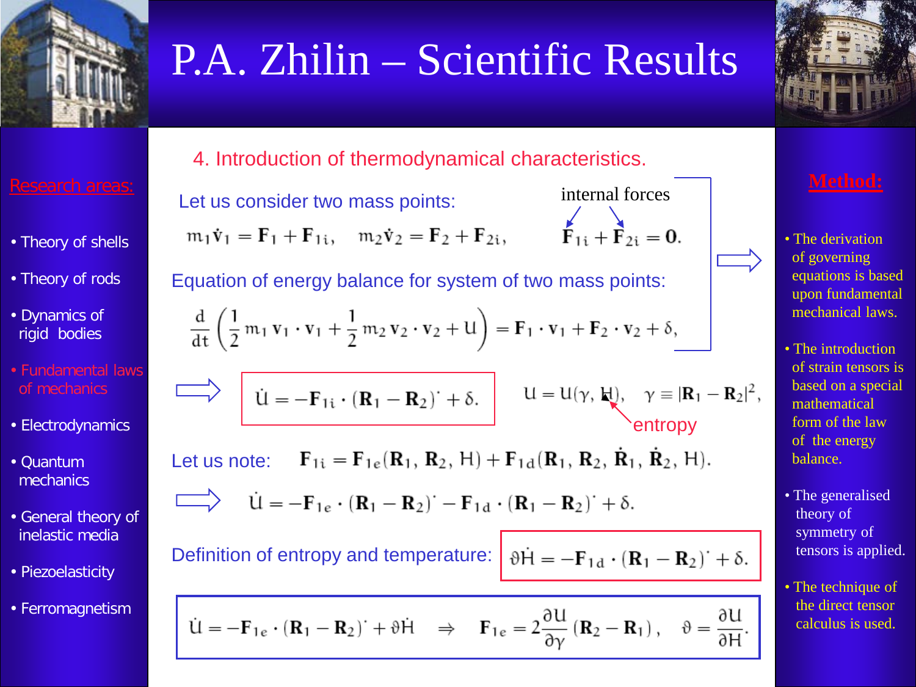# P.A. Zhilin – Scientific Results

**Research areas:**

- Theory of shells
- Theory of rods
- Dynamics of rigid bodies
- Fundamental laws of mechanics
- Electrodynamics
- Quantum mechanics
- General theory of inelastic media
- Piezoelasticity
- Ferromagnetism

## 4. Introduction of thermodynamical characteristics.

Let us consider two mass points:

$$m_1 \dot{\mathbf{v}}_1 = \mathbf{F}_1 + \mathbf{F}_{1i}, \quad m_2 \dot{\mathbf{v}}_2 = \mathbf{F}_2 + \mathbf{F}_{2i}, \qquad \mathbf{F}_{1i} + \mathbf{F}_{2i} = \mathbf{0}.$$

(internal forces: $\mathbf{F}_{1i}$, $\mathbf{F}_{2i}$)

Equation of energy balance for system of two mass points:

$$\frac{d}{dt}\left(\frac{1}{2} m_1 \mathbf{v}_1 \cdot \mathbf{v}_1 + \frac{1}{2} m_2 \mathbf{v}_2 \cdot \mathbf{v}_2 + U\right) = \mathbf{F}_1 \cdot \mathbf{v}_1 + \mathbf{F}_2 \cdot \mathbf{v}_2 + \delta,$$

$$\Rightarrow \quad \dot{U} = -\mathbf{F}_{1i} \cdot (\mathbf{R}_1 - \mathbf{R}_2)^{\cdot} + \delta. \qquad U = U(\gamma, H), \quad \gamma \equiv |\mathbf{R}_1 - \mathbf{R}_2|^2,$$

($H$ – entropy)

Let us note: $\mathbf{F}_{1i} = \mathbf{F}_{1e}(\mathbf{R}_1, \mathbf{R}_2, H) + \mathbf{F}_{1d}(\mathbf{R}_1, \mathbf{R}_2, \dot{\mathbf{R}}_1, \dot{\mathbf{R}}_2, H).$

$$\Rightarrow \quad \dot{U} = -\mathbf{F}_{1e} \cdot (\mathbf{R}_1 - \mathbf{R}_2)^{\cdot} - \mathbf{F}_{1d} \cdot (\mathbf{R}_1 - \mathbf{R}_2)^{\cdot} + \delta.$$

Definition of entropy and temperature: $\vartheta \dot{H} = -\mathbf{F}_{1d} \cdot (\mathbf{R}_1 - \mathbf{R}_2)^{\cdot} + \delta.$

$$\dot{U} = -\mathbf{F}_{1e} \cdot (\mathbf{R}_1 - \mathbf{R}_2)^{\cdot} + \vartheta \dot{H} \quad \Rightarrow \quad \mathbf{F}_{1e} = 2\frac{\partial U}{\partial \gamma}(\mathbf{R}_2 - \mathbf{R}_1), \quad \vartheta = \frac{\partial U}{\partial H}.$$

**Method:**

- The derivation of governing equations is based upon fundamental mechanical laws.
- The introduction of strain tensors is based on a special mathematical form of the law of the energy balance.
- The generalised theory of symmetry of tensors is applied.
- The technique of the direct tensor calculus is used.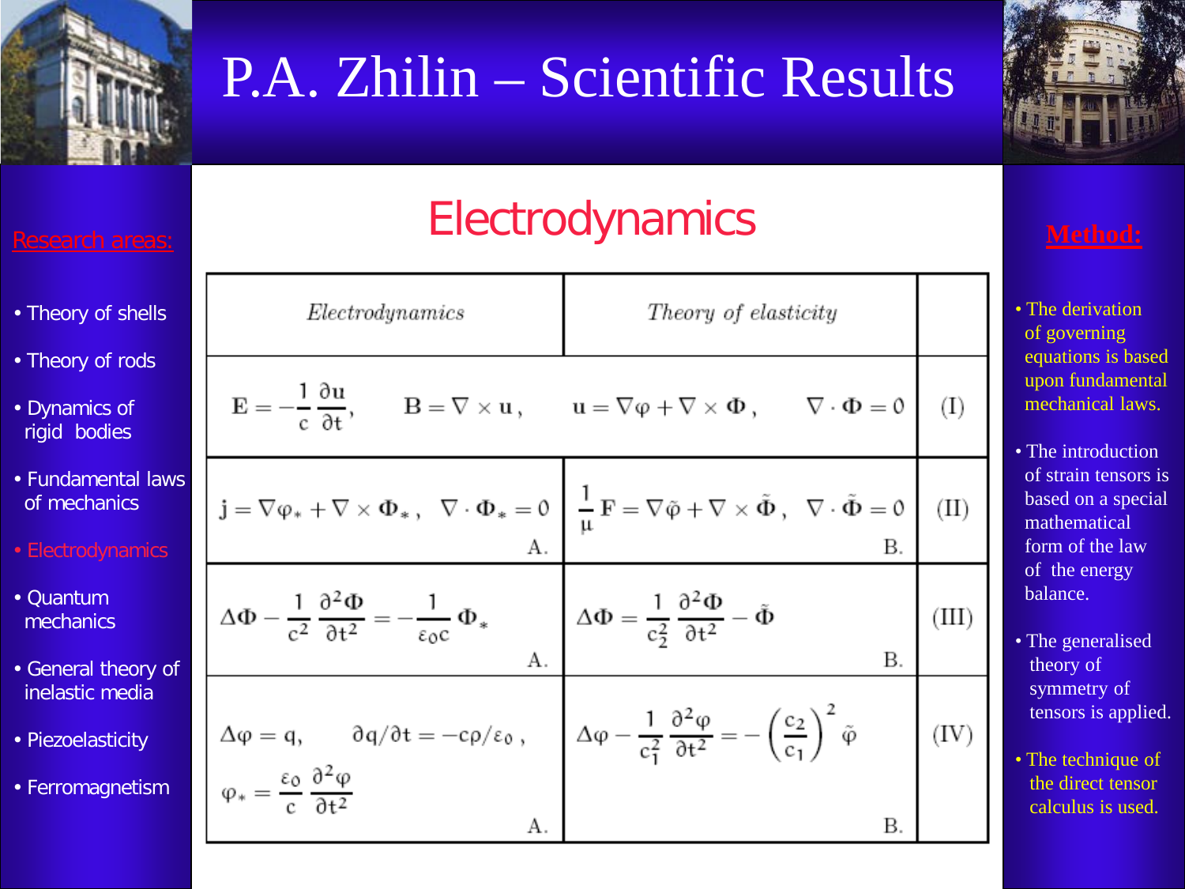# P.A. Zhilin – Scientific Results

## Research areas:

- Theory of shells
- Theory of rods
- Dynamics of rigid bodies
- Fundamental laws of mechanics
- Electrodynamics
- Quantum mechanics
- General theory of inelastic media
- Piezoelasticity
- Ferromagnetism

## Electrodynamics

| *Electrodynamics* | *Theory of elasticity* | |
|---|---|---|
| $\mathbf{E} = -\frac{1}{c}\frac{\partial \mathbf{u}}{\partial t}, \quad \mathbf{B} = \nabla \times \mathbf{u}, \quad \mathbf{u} = \nabla\varphi + \nabla \times \mathbf{\Phi}, \quad \nabla \cdot \mathbf{\Phi} = 0$ | | (I) |
| $\mathbf{j} = \nabla\varphi_* + \nabla \times \mathbf{\Phi}_*, \quad \nabla \cdot \mathbf{\Phi}_* = 0$ A. | $\frac{1}{\mu}\mathbf{F} = \nabla\tilde{\varphi} + \nabla \times \tilde{\mathbf{\Phi}}, \quad \nabla \cdot \tilde{\mathbf{\Phi}} = 0$ B. | (II) |
| $\Delta\mathbf{\Phi} - \frac{1}{c^2}\frac{\partial^2 \mathbf{\Phi}}{\partial t^2} = -\frac{1}{\varepsilon_0 c}\mathbf{\Phi}_*$ A. | $\Delta\mathbf{\Phi} = \frac{1}{c_2^2}\frac{\partial^2 \mathbf{\Phi}}{\partial t^2} - \tilde{\mathbf{\Phi}}$ B. | (III) |
| $\Delta\varphi = q, \quad \partial q/\partial t = -c\rho/\varepsilon_0, \quad \varphi_* = \frac{\varepsilon_0}{c}\frac{\partial^2 \varphi}{\partial t^2}$ A. | $\Delta\varphi - \frac{1}{c_1^2}\frac{\partial^2 \varphi}{\partial t^2} = -\left(\frac{c_2}{c_1}\right)^2 \tilde{\varphi}$ B. | (IV) |

## Method:

- The derivation of governing equations is based upon fundamental mechanical laws.
- The introduction of strain tensors is based on a special mathematical form of the law of the energy balance.
- The generalised theory of symmetry of tensors is applied.
- The technique of the direct tensor calculus is used.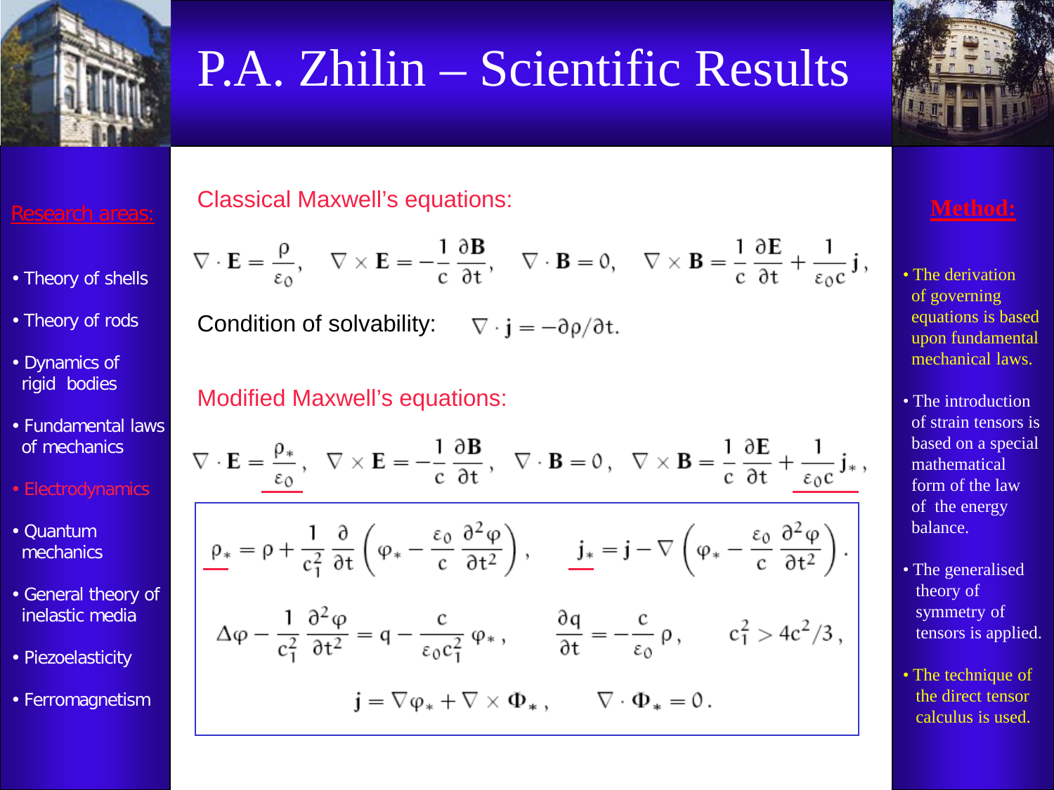# P.A. Zhilin – Scientific Results

**Research areas:**

- Theory of shells
- Theory of rods
- Dynamics of rigid bodies
- Fundamental laws of mechanics
- Electrodynamics
- Quantum mechanics
- General theory of inelastic media
- Piezoelasticity
- Ferromagnetism

## Classical Maxwell's equations:

$$\nabla\cdot\mathbf{E}=\frac{\rho}{\varepsilon_0},\quad \nabla\times\mathbf{E}=-\frac{1}{c}\frac{\partial\mathbf{B}}{\partial t},\quad \nabla\cdot\mathbf{B}=0,\quad \nabla\times\mathbf{B}=\frac{1}{c}\frac{\partial\mathbf{E}}{\partial t}+\frac{1}{\varepsilon_0 c}\mathbf{j},$$

Condition of solvability: $\nabla\cdot\mathbf{j}=-\partial\rho/\partial t.$

## Modified Maxwell's equations:

$$\nabla\cdot\mathbf{E}=\frac{\rho_*}{\varepsilon_0},\quad \nabla\times\mathbf{E}=-\frac{1}{c}\frac{\partial\mathbf{B}}{\partial t},\quad \nabla\cdot\mathbf{B}=0,\quad \nabla\times\mathbf{B}=\frac{1}{c}\frac{\partial\mathbf{E}}{\partial t}+\frac{1}{\varepsilon_0 c}\mathbf{j}_*,$$

$$\rho_*=\rho+\frac{1}{c_1^2}\frac{\partial}{\partial t}\left(\varphi_*-\frac{\varepsilon_0}{c}\frac{\partial^2\varphi}{\partial t^2}\right),\qquad \mathbf{j}_*=\mathbf{j}-\nabla\left(\varphi_*-\frac{\varepsilon_0}{c}\frac{\partial^2\varphi}{\partial t^2}\right).$$

$$\Delta\varphi-\frac{1}{c_1^2}\frac{\partial^2\varphi}{\partial t^2}=q-\frac{c}{\varepsilon_0 c_1^2}\varphi_*,\qquad \frac{\partial q}{\partial t}=-\frac{c}{\varepsilon_0}\rho,\qquad c_1^2>4c^2/3,$$

$$\mathbf{j}=\nabla\varphi_*+\nabla\times\mathbf{\Phi}_*,\qquad \nabla\cdot\mathbf{\Phi}_*=0.$$

**Method:**

- The derivation of governing equations is based upon fundamental mechanical laws.
- The introduction of strain tensors is based on a special mathematical form of the law of the energy balance.
- The generalised theory of symmetry of tensors is applied.
- The technique of the direct tensor calculus is used.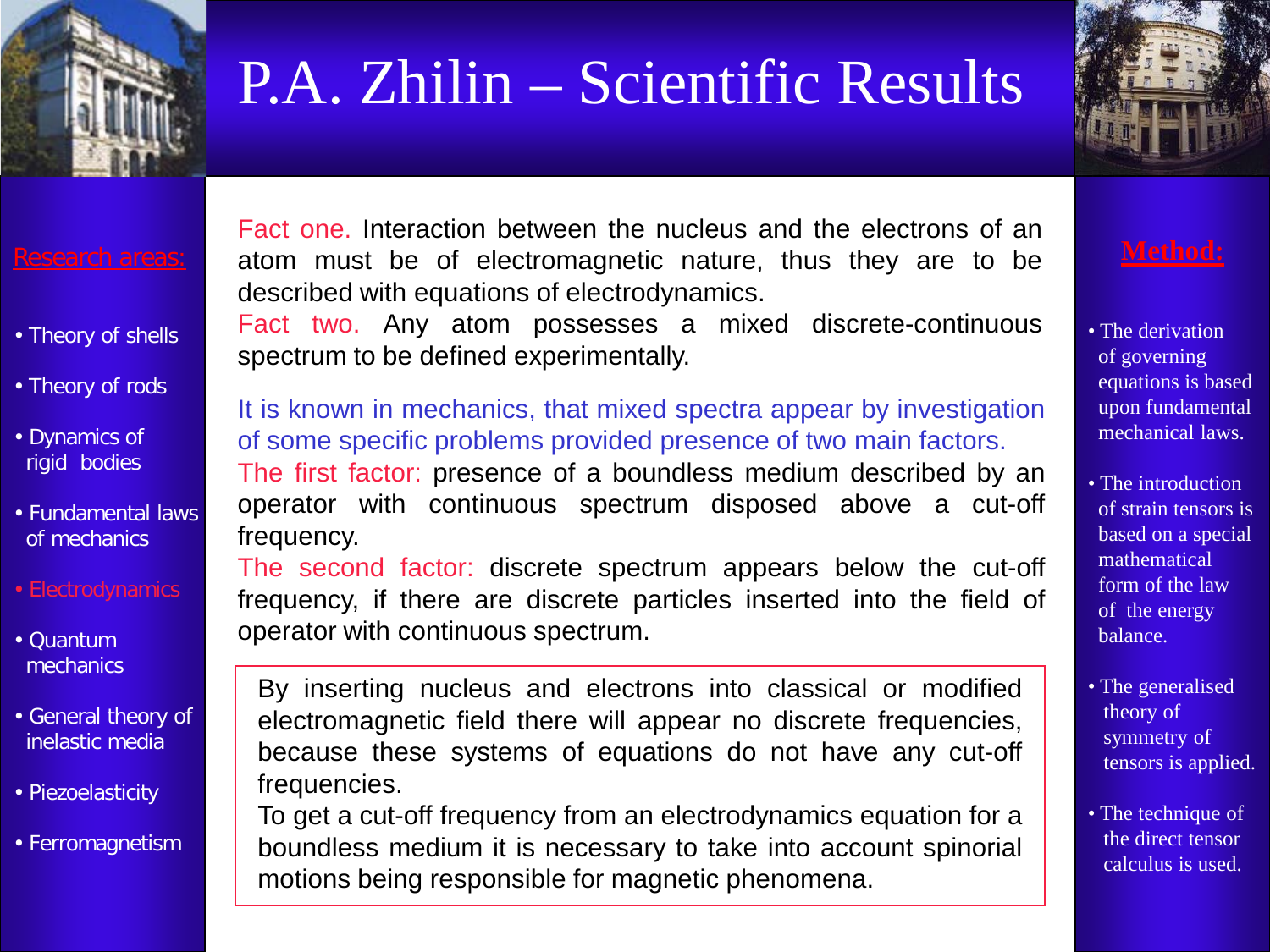# P.A. Zhilin – Scientific Results

**Research areas:**

- Theory of shells
- Theory of rods
- Dynamics of rigid bodies
- Fundamental laws of mechanics
- Electrodynamics
- Quantum mechanics
- General theory of inelastic media
- Piezoelasticity
- Ferromagnetism

Fact one. Interaction between the nucleus and the electrons of an atom must be of electromagnetic nature, thus they are to be described with equations of electrodynamics.

Fact two. Any atom possesses a mixed discrete-continuous spectrum to be defined experimentally.

It is known in mechanics, that mixed spectra appear by investigation of some specific problems provided presence of two main factors.

The first factor: presence of a boundless medium described by an operator with continuous spectrum disposed above a cut-off frequency.

The second factor: discrete spectrum appears below the cut-off frequency, if there are discrete particles inserted into the field of operator with continuous spectrum.

> By inserting nucleus and electrons into classical or modified electromagnetic field there will appear no discrete frequencies, because these systems of equations do not have any cut-off frequencies.
>
> To get a cut-off frequency from an electrodynamics equation for a boundless medium it is necessary to take into account spinorial motions being responsible for magnetic phenomena.

**Method:**

- The derivation of governing equations is based upon fundamental mechanical laws.
- The introduction of strain tensors is based on a special mathematical form of the law of the energy balance.
- The generalised theory of symmetry of tensors is applied.
- The technique of the direct tensor calculus is used.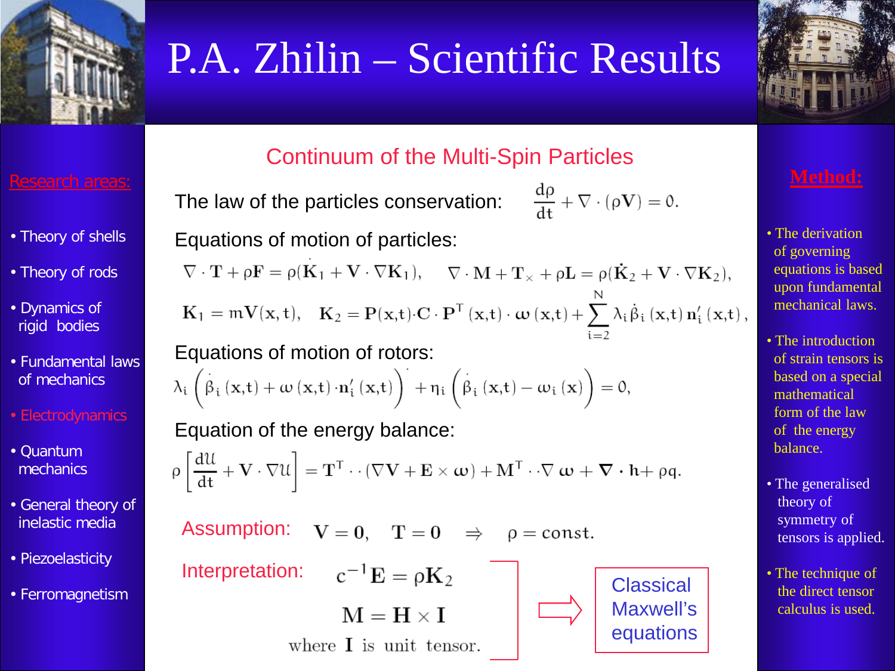# P.A. Zhilin – Scientific Results

**Research areas:**

- Theory of shells
- Theory of rods
- Dynamics of rigid bodies
- Fundamental laws of mechanics
- Electrodynamics
- Quantum mechanics
- General theory of inelastic media
- Piezoelasticity
- Ferromagnetism

## Continuum of the Multi-Spin Particles

The law of the particles conservation: $\frac{d\rho}{dt} + \nabla \cdot (\rho \mathbf{V}) = 0.$

Equations of motion of particles:

$$\nabla \cdot \mathbf{T} + \rho \mathbf{F} = \rho(\dot{\mathbf{K}}_1 + \mathbf{V} \cdot \nabla \mathbf{K}_1), \qquad \nabla \cdot \mathbf{M} + \mathbf{T}_\times + \rho \mathbf{L} = \rho(\dot{\mathbf{K}}_2 + \mathbf{V} \cdot \nabla \mathbf{K}_2),$$

$$\mathbf{K}_1 = m\mathbf{V}(x,t), \quad \mathbf{K}_2 = \mathbf{P}(x,t) \cdot \mathbf{C} \cdot \mathbf{P}^T(x,t) \cdot \boldsymbol{\omega}(x,t) + \sum_{i=2}^{N} \lambda_i \dot{\beta}_i(x,t)\, \mathbf{n}_i'(x,t),$$

Equations of motion of rotors:

$$\lambda_i \left( \dot{\beta}_i(x,t) + \boldsymbol{\omega}(x,t) \cdot \mathbf{n}_i'(x,t) \right)^{\cdot} + \eta_i \left( \dot{\beta}_i(x,t) - \omega_i(x) \right) = 0,$$

Equation of the energy balance:

$$\rho \left[ \frac{d\mathcal{U}}{dt} + \mathbf{V} \cdot \nabla \mathcal{U} \right] = \mathbf{T}^T \cdot\cdot (\nabla \mathbf{V} + \mathbf{E} \times \boldsymbol{\omega}) + \mathbf{M}^T \cdot\cdot \nabla \boldsymbol{\omega} + \nabla \cdot \mathbf{h} + \rho q.$$

Assumption: $\mathbf{V} = \mathbf{0}, \quad \mathbf{T} = \mathbf{0} \quad \Rightarrow \quad \rho = \text{const}.$

Interpretation:

$$c^{-1}\mathbf{E} = \rho \mathbf{K}_2$$

$$\mathbf{M} = \mathbf{H} \times \mathbf{I}$$

where $\mathbf{I}$ is unit tensor.

⇒ Classical Maxwell's equations

**Method:**

- The derivation of governing equations is based upon fundamental mechanical laws.
- The introduction of strain tensors is based on a special mathematical form of the law of the energy balance.
- The generalised theory of symmetry of tensors is applied.
- The technique of the direct tensor calculus is used.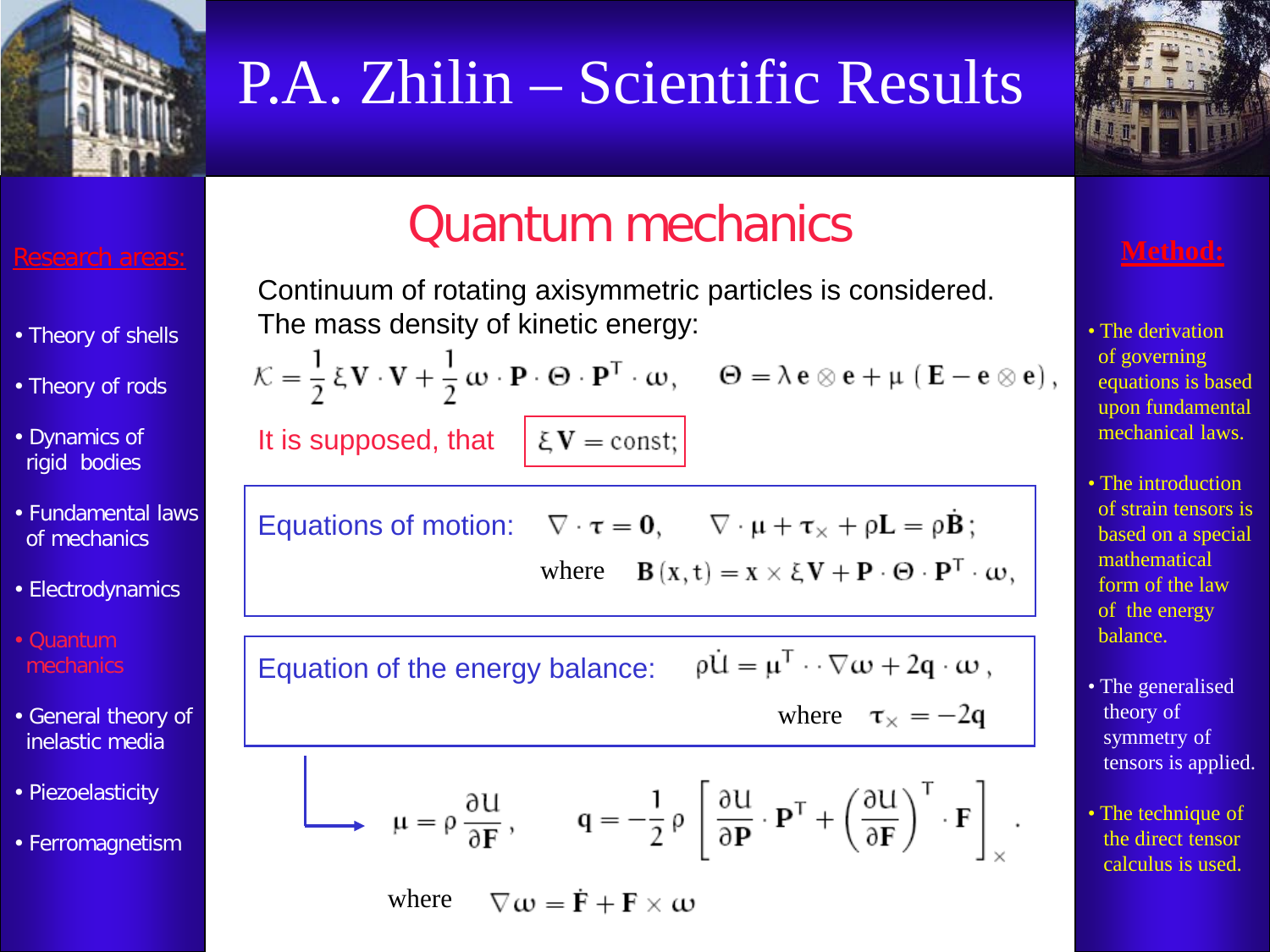# P.A. Zhilin – Scientific Results

**Research areas:**

- Theory of shells
- Theory of rods
- Dynamics of rigid bodies
- Fundamental laws of mechanics
- Electrodynamics
- Quantum mechanics
- General theory of inelastic media
- Piezoelasticity
- Ferromagnetism

## Quantum mechanics

Continuum of rotating axisymmetric particles is considered.
The mass density of kinetic energy:

$$\mathcal{K} = \frac{1}{2}\,\xi\mathbf{V}\cdot\mathbf{V} + \frac{1}{2}\,\boldsymbol{\omega}\cdot\mathbf{P}\cdot\boldsymbol{\Theta}\cdot\mathbf{P}^{\mathsf{T}}\cdot\boldsymbol{\omega}, \qquad \boldsymbol{\Theta} = \lambda\,\mathbf{e}\otimes\mathbf{e} + \mu\,(\mathbf{E} - \mathbf{e}\otimes\mathbf{e}),$$

It is supposed, that $\xi\mathbf{V} = \mathrm{const};$

Equations of motion: $\nabla\cdot\boldsymbol{\tau} = \mathbf{0}, \qquad \nabla\cdot\boldsymbol{\mu} + \boldsymbol{\tau}_{\times} + \rho\mathbf{L} = \rho\dot{\mathbf{B}};$

where $\mathbf{B}(\mathbf{x},t) = \mathbf{x}\times\xi\mathbf{V} + \mathbf{P}\cdot\boldsymbol{\Theta}\cdot\mathbf{P}^{\mathsf{T}}\cdot\boldsymbol{\omega},$

Equation of the energy balance: $\rho\dot{U} = \boldsymbol{\mu}^{\mathsf{T}}\cdot\cdot\,\nabla\boldsymbol{\omega} + 2\mathbf{q}\cdot\boldsymbol{\omega},$

where $\boldsymbol{\tau}_{\times} = -2\mathbf{q}$

$$\boldsymbol{\mu} = \rho\,\frac{\partial U}{\partial \mathbf{F}}, \qquad \mathbf{q} = -\frac{1}{2}\,\rho\left[\frac{\partial U}{\partial \mathbf{P}}\cdot\mathbf{P}^{\mathsf{T}} + \left(\frac{\partial U}{\partial \mathbf{F}}\right)^{\mathsf{T}}\cdot\mathbf{F}\right]_{\times}.$$

where $\nabla\boldsymbol{\omega} = \dot{\mathbf{F}} + \mathbf{F}\times\boldsymbol{\omega}$

**Method:**

- The derivation of governing equations is based upon fundamental mechanical laws.
- The introduction of strain tensors is based on a special mathematical form of the law of the energy balance.
- The generalised theory of symmetry of tensors is applied.
- The technique of the direct tensor calculus is used.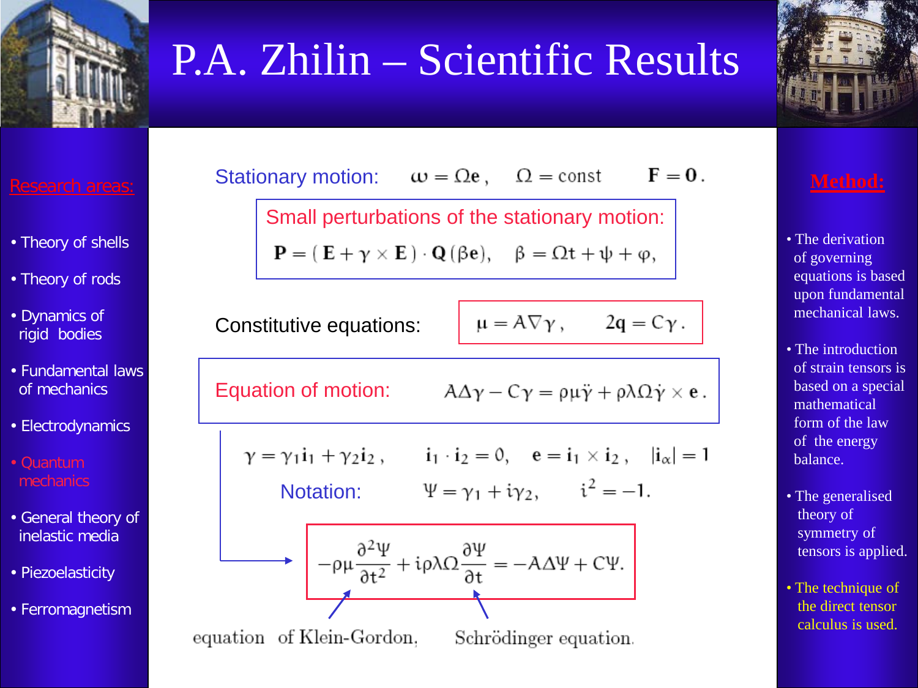# P.A. Zhilin – Scientific Results

**Research areas:**

- Theory of shells
- Theory of rods
- Dynamics of rigid bodies
- Fundamental laws of mechanics
- Electrodynamics
- Quantum mechanics
- General theory of inelastic media
- Piezoelasticity
- Ferromagnetism

Stationary motion: $\boldsymbol{\omega} = \Omega \mathbf{e}, \quad \Omega = \text{const} \qquad \mathbf{F} = \mathbf{0}.$

Small perturbations of the stationary motion:

$$\mathbf{P} = (\mathbf{E} + \boldsymbol{\gamma} \times \mathbf{E}) \cdot \mathbf{Q}(\beta \mathbf{e}), \quad \beta = \Omega t + \psi + \varphi,$$

Constitutive equations: $\boldsymbol{\mu} = A \nabla \boldsymbol{\gamma}, \qquad 2\mathbf{q} = C \boldsymbol{\gamma}.$

Equation of motion:

$$A \Delta \boldsymbol{\gamma} - C \boldsymbol{\gamma} = \rho \mu \ddot{\boldsymbol{\gamma}} + \rho \lambda \Omega \dot{\boldsymbol{\gamma}} \times \mathbf{e}.$$

$$\boldsymbol{\gamma} = \gamma_1 \mathbf{i}_1 + \gamma_2 \mathbf{i}_2, \qquad \mathbf{i}_1 \cdot \mathbf{i}_2 = 0, \quad \mathbf{e} = \mathbf{i}_1 \times \mathbf{i}_2, \quad |\mathbf{i}_\alpha| = 1$$

Notation: $\Psi = \gamma_1 + i \gamma_2, \qquad i^2 = -1.$

$$-\rho \mu \frac{\partial^2 \Psi}{\partial t^2} + i \rho \lambda \Omega \frac{\partial \Psi}{\partial t} = -A \Delta \Psi + C \Psi.$$

equation of Klein-Gordon, Schrödinger equation.

**Method:**

- The derivation of governing equations is based upon fundamental mechanical laws.
- The introduction of strain tensors is based on a special mathematical form of the law of the energy balance.
- The generalised theory of symmetry of tensors is applied.
- The technique of the direct tensor calculus is used.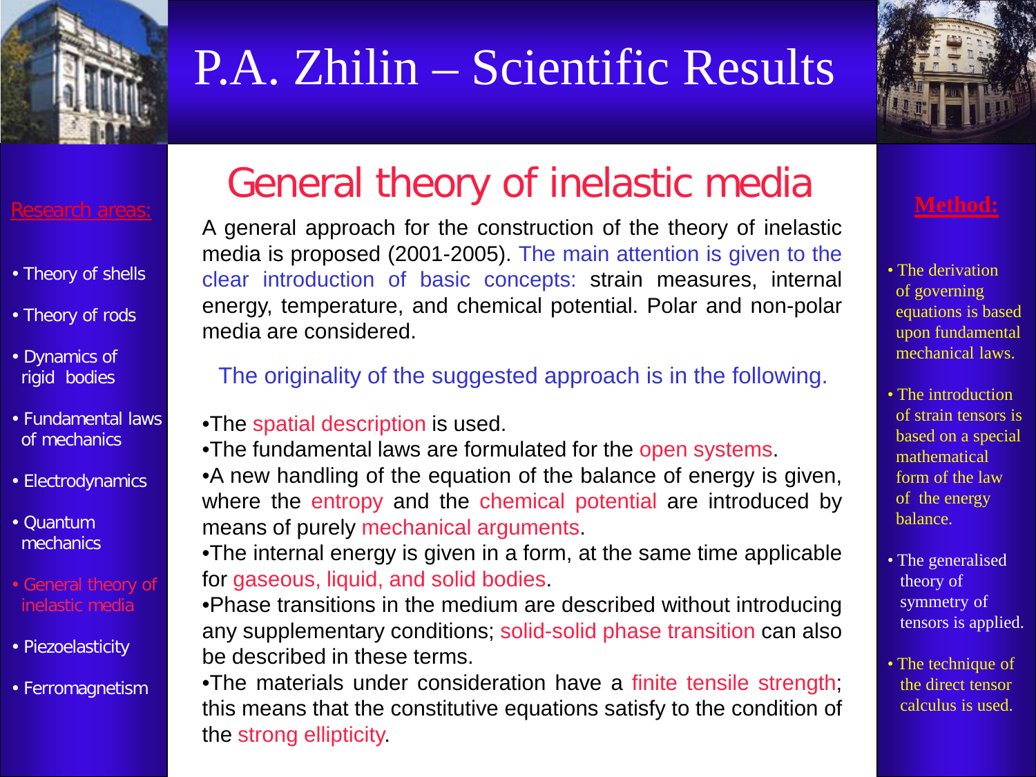# P.A. Zhilin – Scientific Results

**Research areas:**

- Theory of shells
- Theory of rods
- Dynamics of rigid bodies
- Fundamental laws of mechanics
- Electrodynamics
- Quantum mechanics
- General theory of inelastic media
- Piezoelasticity
- Ferromagnetism

## General theory of inelastic media

A general approach for the construction of the theory of inelastic media is proposed (2001-2005). The main attention is given to the clear introduction of basic concepts: strain measures, internal energy, temperature, and chemical potential. Polar and non-polar media are considered.

The originality of the suggested approach is in the following.

- The spatial description is used.
- The fundamental laws are formulated for the open systems.
- A new handling of the equation of the balance of energy is given, where the entropy and the chemical potential are introduced by means of purely mechanical arguments.
- The internal energy is given in a form, at the same time applicable for gaseous, liquid, and solid bodies.
- Phase transitions in the medium are described without introducing any supplementary conditions; solid-solid phase transition can also be described in these terms.
- The materials under consideration have a finite tensile strength; this means that the constitutive equations satisfy to the condition of the strong ellipticity.

**Method:**

- The derivation of governing equations is based upon fundamental mechanical laws.
- The introduction of strain tensors is based on a special mathematical form of the law of the energy balance.
- The generalised theory of symmetry of tensors is applied.
- The technique of the direct tensor calculus is used.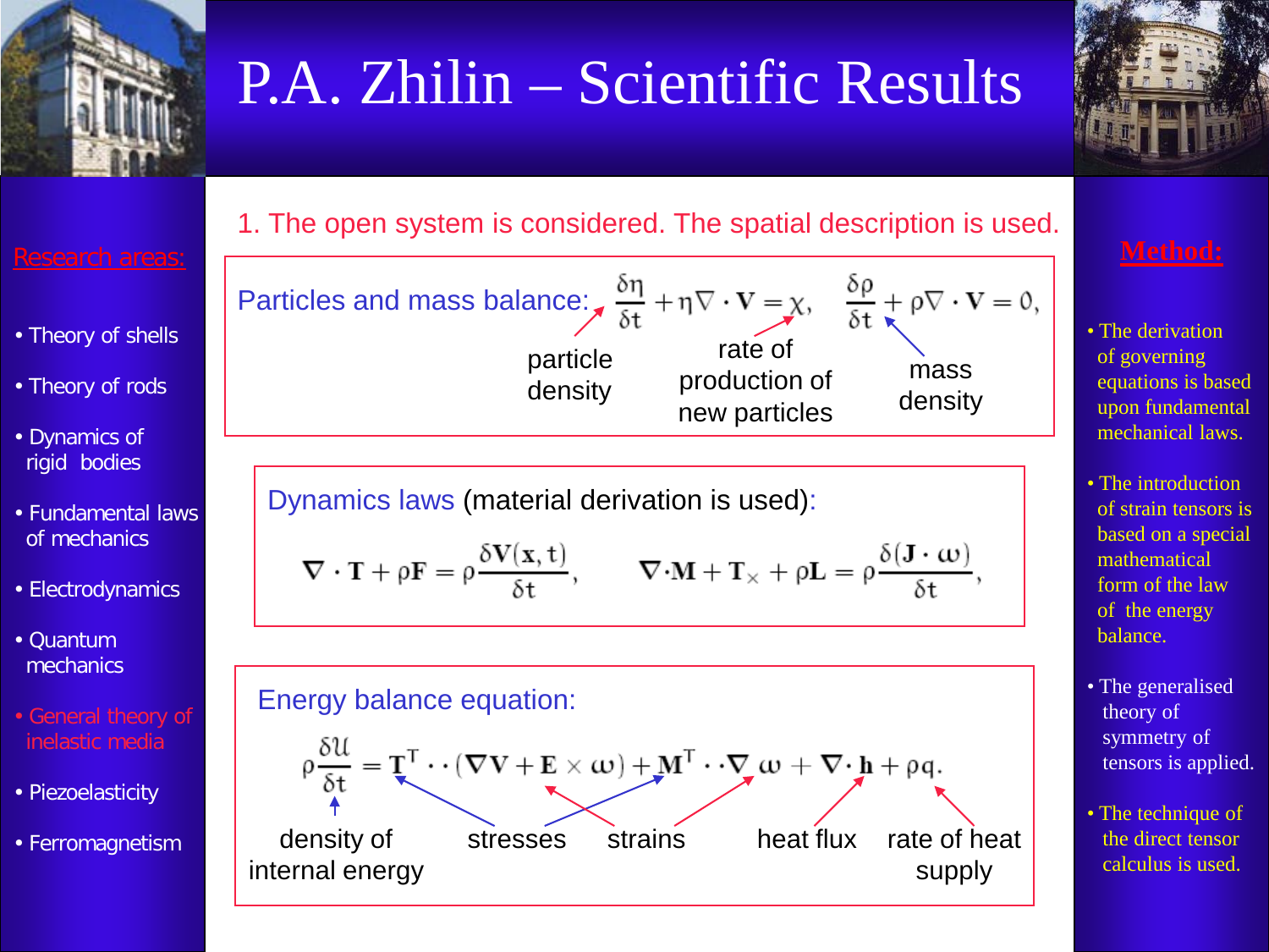# P.A. Zhilin – Scientific Results

**Research areas:**

- Theory of shells
- Theory of rods
- Dynamics of rigid bodies
- Fundamental laws of mechanics
- Electrodynamics
- Quantum mechanics
- General theory of inelastic media
- Piezoelasticity
- Ferromagnetism

1. The open system is considered. The spatial description is used.

**Particles and mass balance:**

$$\frac{\delta \eta}{\delta t} + \eta \nabla \cdot \mathbf{V} = \chi, \qquad \frac{\delta \rho}{\delta t} + \rho \nabla \cdot \mathbf{V} = 0,$$

($\eta$ – particle density; $\chi$ – rate of production of new particles; $\rho$ – mass density)

**Dynamics laws** (material derivation is used):

$$\nabla \cdot \mathbf{T} + \rho \mathbf{F} = \rho \frac{\delta \mathbf{V}(\mathbf{x}, t)}{\delta t}, \qquad \nabla \cdot \mathbf{M} + \mathbf{T}_{\times} + \rho \mathbf{L} = \rho \frac{\delta (\mathbf{J} \cdot \omega)}{\delta t},$$

**Energy balance equation:**

$$\rho \frac{\delta \mathcal{U}}{\delta t} = \mathbf{T}^{T} \cdot\cdot (\nabla \mathbf{V} + \mathbf{E} \times \omega) + \mathbf{M}^{T} \cdot\cdot \nabla \omega + \nabla \cdot \mathbf{h} + \rho q.$$

($\mathcal{U}$ – density of internal energy; $\mathbf{T}^T$, $\mathbf{M}^T$ – stresses; $\nabla \mathbf{V} + \mathbf{E} \times \omega$, $\nabla \omega$ – strains; $\mathbf{h}$ – heat flux; $q$ – rate of heat supply)

**Method:**

- The derivation of governing equations is based upon fundamental mechanical laws.
- The introduction of strain tensors is based on a special mathematical form of the law of the energy balance.
- The generalised theory of symmetry of tensors is applied.
- The technique of the direct tensor calculus is used.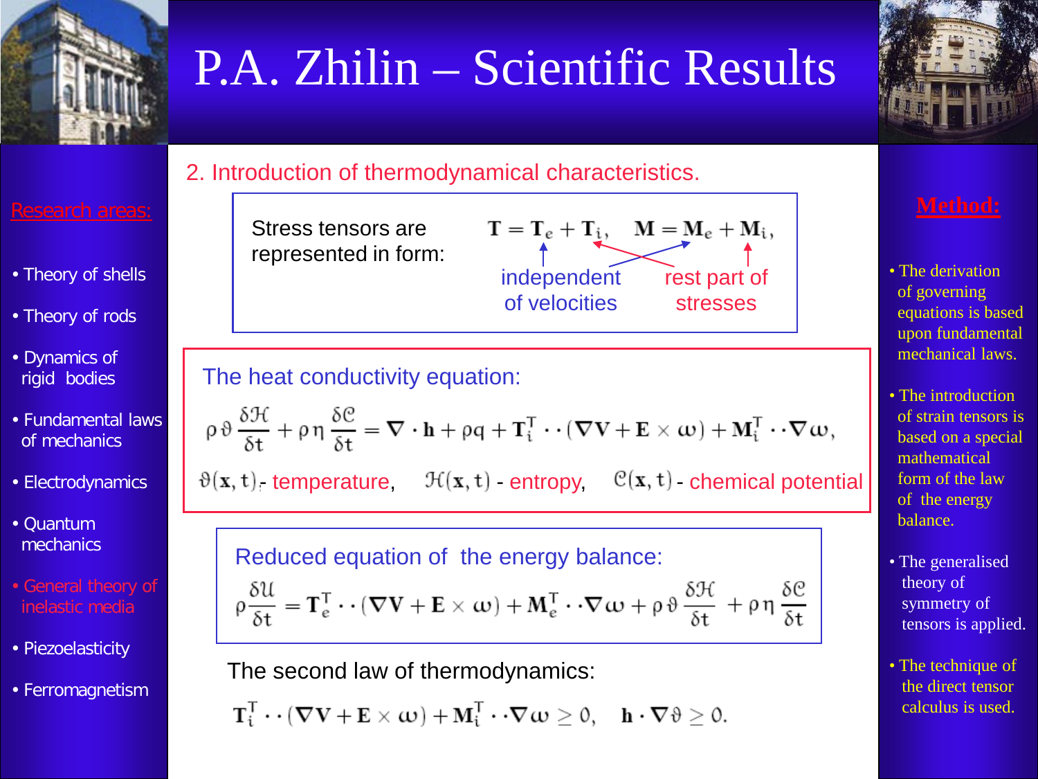# P.A. Zhilin – Scientific Results

**Research areas:**

- Theory of shells
- Theory of rods
- Dynamics of rigid bodies
- Fundamental laws of mechanics
- Electrodynamics
- Quantum mechanics
- General theory of inelastic media
- Piezoelasticity
- Ferromagnetism

## 2. Introduction of thermodynamical characteristics.

Stress tensors are represented in form:

$$\mathbf{T} = \mathbf{T}_e + \mathbf{T}_i, \quad \mathbf{M} = \mathbf{M}_e + \mathbf{M}_i,$$

$\mathbf{T}_e$, $\mathbf{M}_e$ – independent of velocities; $\mathbf{T}_i$, $\mathbf{M}_i$ – rest part of stresses

The heat conductivity equation:

$$\rho\,\vartheta\,\frac{\delta \mathcal{H}}{\delta t} + \rho\,\eta\,\frac{\delta \mathcal{C}}{\delta t} = \nabla \cdot \mathbf{h} + \rho q + \mathbf{T}_i^T \cdot\cdot (\nabla \mathbf{V} + \mathbf{E} \times \omega) + \mathbf{M}_i^T \cdot\cdot \nabla \omega,$$

$\vartheta(\mathbf{x}, t)$ - temperature, $\mathcal{H}(\mathbf{x}, t)$ - entropy, $\mathcal{C}(\mathbf{x}, t)$ - chemical potential

Reduced equation of the energy balance:

$$\rho\frac{\delta \mathcal{U}}{\delta t} = \mathbf{T}_e^T \cdot\cdot (\nabla \mathbf{V} + \mathbf{E} \times \omega) + \mathbf{M}_e^T \cdot\cdot \nabla \omega + \rho\,\vartheta\,\frac{\delta \mathcal{H}}{\delta t} + \rho\,\eta\,\frac{\delta \mathcal{C}}{\delta t}$$

The second law of thermodynamics:

$$\mathbf{T}_i^T \cdot\cdot (\nabla \mathbf{V} + \mathbf{E} \times \omega) + \mathbf{M}_i^T \cdot\cdot \nabla \omega \geq 0, \quad \mathbf{h} \cdot \nabla \vartheta \geq 0.$$

**Method:**

- The derivation of governing equations is based upon fundamental mechanical laws.
- The introduction of strain tensors is based on a special mathematical form of the law of the energy balance.
- The generalised theory of symmetry of tensors is applied.
- The technique of the direct tensor calculus is used.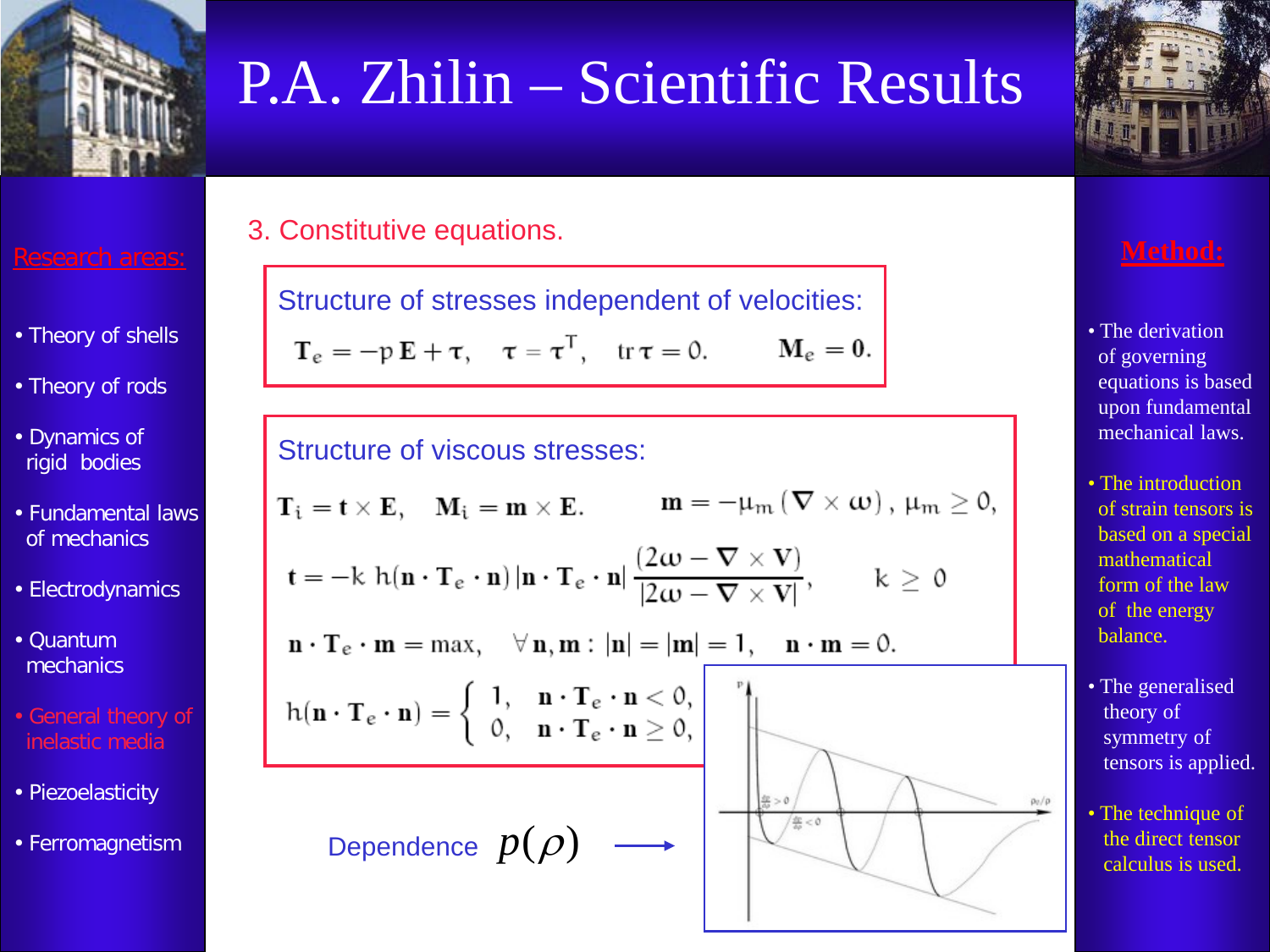# P.A. Zhilin – Scientific Results

**Research areas:**

- Theory of shells
- Theory of rods
- Dynamics of rigid bodies
- Fundamental laws of mechanics
- Electrodynamics
- Quantum mechanics
- General theory of inelastic media
- Piezoelasticity
- Ferromagnetism

## 3. Constitutive equations.

Structure of stresses independent of velocities:

$$\mathbf{T}_e = -p\,\mathbf{E} + \boldsymbol{\tau}, \quad \boldsymbol{\tau} = \boldsymbol{\tau}^T, \quad \operatorname{tr}\boldsymbol{\tau} = 0. \qquad \mathbf{M}_e = \mathbf{0}.$$

Structure of viscous stresses:

$$\mathbf{T}_i = \mathbf{t} \times \mathbf{E}, \quad \mathbf{M}_i = \mathbf{m} \times \mathbf{E}. \qquad \mathbf{m} = -\mu_m\left(\nabla \times \boldsymbol{\omega}\right),\ \mu_m \geq 0,$$

$$\mathbf{t} = -k\ h(\mathbf{n} \cdot \mathbf{T}_e \cdot \mathbf{n})\,|\mathbf{n} \cdot \mathbf{T}_e \cdot \mathbf{n}|\,\frac{(2\boldsymbol{\omega} - \nabla \times \mathbf{V})}{|2\boldsymbol{\omega} - \nabla \times \mathbf{V}|}, \qquad k \geq 0$$

$$\mathbf{n} \cdot \mathbf{T}_e \cdot \mathbf{m} = \max, \quad \forall\, \mathbf{n}, \mathbf{m} : |\mathbf{n}| = |\mathbf{m}| = 1, \quad \mathbf{n} \cdot \mathbf{m} = 0.$$

$$h(\mathbf{n} \cdot \mathbf{T}_e \cdot \mathbf{n}) = \begin{cases} 1, & \mathbf{n} \cdot \mathbf{T}_e \cdot \mathbf{n} < 0, \\ 0, & \mathbf{n} \cdot \mathbf{T}_e \cdot \mathbf{n} \geq 0, \end{cases}$$

Dependence $p(\rho)$ →

p

$\frac{dp}{d\rho} > 0$

$\frac{dp}{d\rho} < 0$

$\rho_0/\rho$

**Method:**

- The derivation of governing equations is based upon fundamental mechanical laws.
- The introduction of strain tensors is based on a special mathematical form of the law of the energy balance.
- The generalised theory of symmetry of tensors is applied.
- The technique of the direct tensor calculus is used.